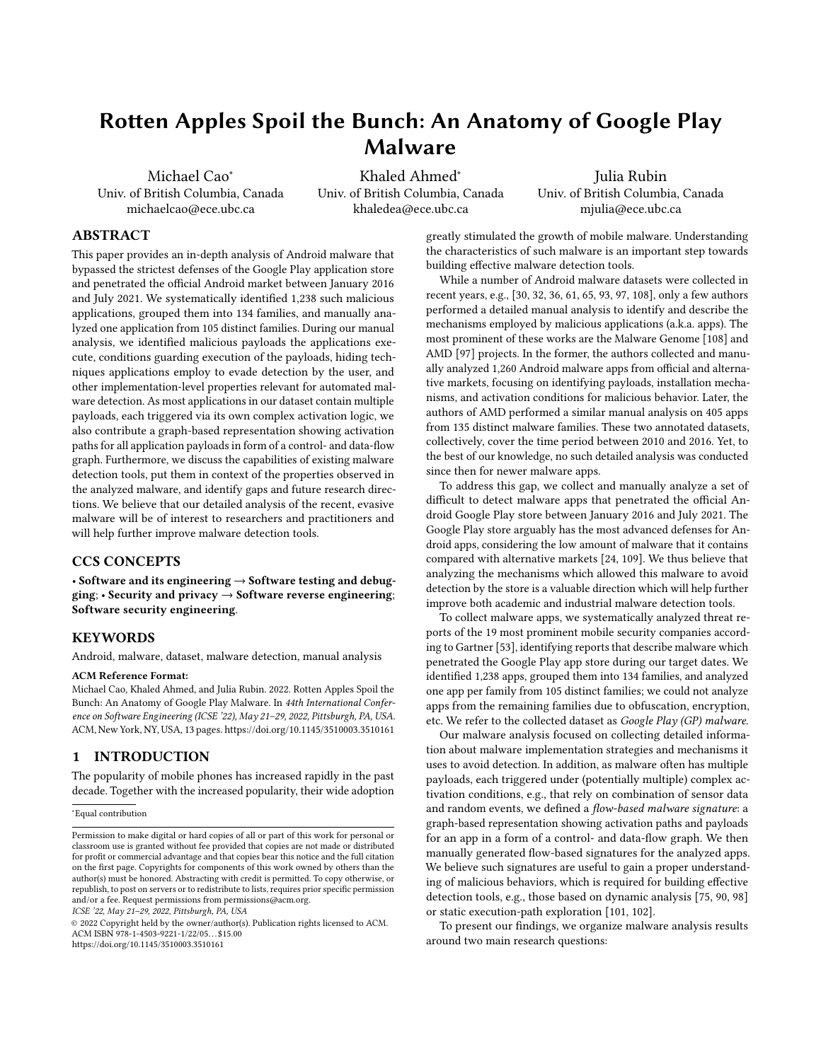# Rotten Apples Spoil the Bunch: An Anatomy of Google Play Malware

Michael Cao*
Univ. of British Columbia, Canada
michaelcao@ece.ubc.ca

Khaled Ahmed*
Univ. of British Columbia, Canada
khaledea@ece.ubc.ca

Julia Rubin
Univ. of British Columbia, Canada
mjulia@ece.ubc.ca

## ABSTRACT

This paper provides an in-depth analysis of Android malware that bypassed the strictest defenses of the Google Play application store and penetrated the official Android market between January 2016 and July 2021. We systematically identified 1,238 such malicious applications, grouped them into 134 families, and manually analyzed one application from 105 distinct families. During our manual analysis, we identified malicious payloads the applications execute, conditions guarding execution of the payloads, hiding techniques applications employ to evade detection by the user, and other implementation-level properties relevant for automated malware detection. As most applications in our dataset contain multiple payloads, each triggered via its own complex activation logic, we also contribute a graph-based representation showing activation paths for all application payloads in form of a control- and data-flow graph. Furthermore, we discuss the capabilities of existing malware detection tools, put them in context of the properties observed in the analyzed malware, and identify gaps and future research directions. We believe that our detailed analysis of the recent, evasive malware will be of interest to researchers and practitioners and will help further improve malware detection tools.

## CCS CONCEPTS

• **Software and its engineering → Software testing and debugging**; • **Security and privacy → Software reverse engineering**; **Software security engineering**.

## KEYWORDS

Android, malware, dataset, malware detection, manual analysis

**ACM Reference Format:**
Michael Cao, Khaled Ahmed, and Julia Rubin. 2022. Rotten Apples Spoil the Bunch: An Anatomy of Google Play Malware. In *44th International Conference on Software Engineering (ICSE '22), May 21–29, 2022, Pittsburgh, PA, USA.* ACM, New York, NY, USA, 13 pages. https://doi.org/10.1145/3510003.3510161

## 1 INTRODUCTION

The popularity of mobile phones has increased rapidly in the past decade. Together with the increased popularity, their wide adoption greatly stimulated the growth of mobile malware. Understanding the characteristics of such malware is an important step towards building effective malware detection tools.

While a number of Android malware datasets were collected in recent years, e.g., [30, 32, 36, 61, 65, 93, 97, 108], only a few authors performed a detailed manual analysis to identify and describe the mechanisms employed by malicious applications (a.k.a. apps). The most prominent of these works are the Malware Genome [108] and AMD [97] projects. In the former, the authors collected and manually analyzed 1,260 Android malware apps from official and alternative markets, focusing on identifying payloads, installation mechanisms, and activation conditions for malicious behavior. Later, the authors of AMD performed a similar manual analysis on 405 apps from 135 distinct malware families. These two annotated datasets, collectively, cover the time period between 2010 and 2016. Yet, to the best of our knowledge, no such detailed analysis was conducted since then for newer malware apps.

To address this gap, we collect and manually analyze a set of difficult to detect malware apps that penetrated the official Android Google Play store between January 2016 and July 2021. The Google Play store arguably has the most advanced defenses for Android apps, considering the low amount of malware that it contains compared with alternative markets [24, 109]. We thus believe that analyzing the mechanisms which allowed this malware to avoid detection by the store is a valuable direction which will help further improve both academic and industrial malware detection tools.

To collect malware apps, we systematically analyzed threat reports of the 19 most prominent mobile security companies according to Gartner [53], identifying reports that describe malware which penetrated the Google Play app store during our target dates. We identified 1,238 apps, grouped them into 134 families, and analyzed one app per family from 105 distinct families; we could not analyze apps from the remaining families due to obfuscation, encryption, etc. We refer to the collected dataset as *Google Play (GP) malware*.

Our malware analysis focused on collecting detailed information about malware implementation strategies and mechanisms it uses to avoid detection. In addition, as malware often has multiple payloads, each triggered under (potentially multiple) complex activation conditions, e.g., that rely on combination of sensor data and random events, we defined a *flow-based malware signature*: a graph-based representation showing activation paths and payloads for an app in a form of a control- and data-flow graph. We then manually generated flow-based signatures for the analyzed apps. We believe such signatures are useful to gain a proper understanding of malicious behaviors, which is required for building effective detection tools, e.g., those based on dynamic analysis [75, 90, 98] or static execution-path exploration [101, 102].

To present our findings, we organize malware analysis results around two main research questions:

*Equal contribution

Permission to make digital or hard copies of all or part of this work for personal or classroom use is granted without fee provided that copies are not made or distributed for profit or commercial advantage and that copies bear this notice and the full citation on the first page. Copyrights for components of this work owned by others than the author(s) must be honored. Abstracting with credit is permitted. To copy otherwise, or republish, to post on servers or to redistribute to lists, requires prior specific permission and/or a fee. Request permissions from permissions@acm.org.
*ICSE '22, May 21–29, 2022, Pittsburgh, PA, USA*
© 2022 Copyright held by the owner/author(s). Publication rights licensed to ACM.
ACM ISBN 978-1-4503-9221-1/22/05…$15.00
https://doi.org/10.1145/3510003.3510161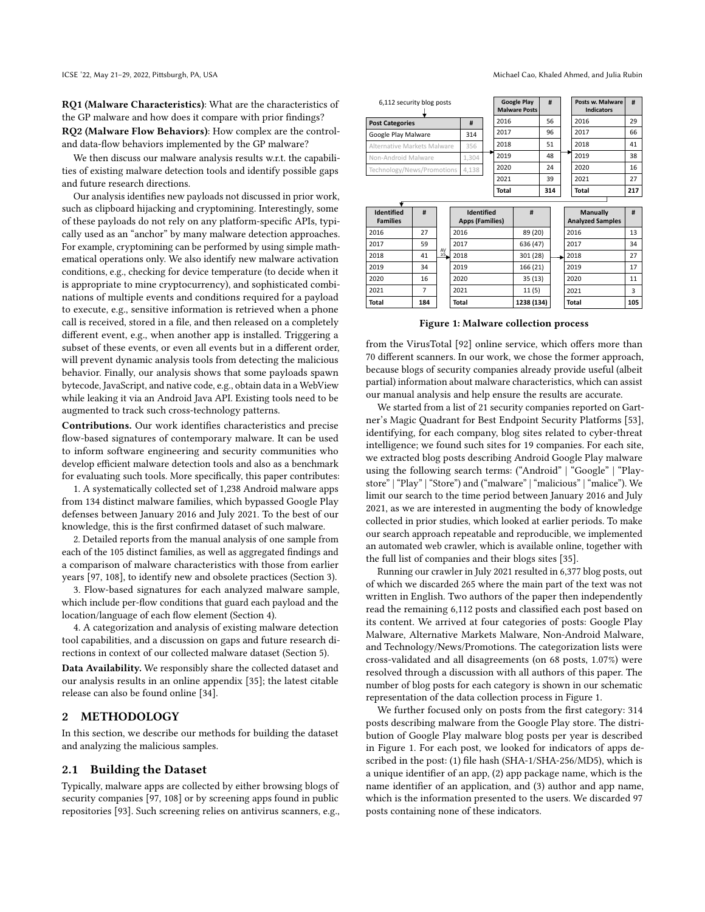**RQ1 (Malware Characteristics)**: What are the characteristics of the GP malware and how does it compare with prior findings?

**RQ2 (Malware Flow Behaviors)**: How complex are the control- and data-flow behaviors implemented by the GP malware?

We then discuss our malware analysis results w.r.t. the capabilities of existing malware detection tools and identify possible gaps and future research directions.

Our analysis identifies new payloads not discussed in prior work, such as clipboard hijacking and cryptomining. Interestingly, some of these payloads do not rely on any platform-specific APIs, typically used as an "anchor" by many malware detection approaches. For example, cryptomining can be performed by using simple mathematical operations only. We also identify new malware activation conditions, e.g., checking for device temperature (to decide when it is appropriate to mine cryptocurrency), and sophisticated combinations of multiple events and conditions required for a payload to execute, e.g., sensitive information is retrieved when a phone call is received, stored in a file, and then released on a completely different event, e.g., when another app is installed. Triggering a subset of these events, or even all events but in a different order, will prevent dynamic analysis tools from detecting the malicious behavior. Finally, our analysis shows that some payloads spawn bytecode, JavaScript, and native code, e.g., obtain data in a WebView while leaking it via an Android Java API. Existing tools need to be augmented to track such cross-technology patterns.

**Contributions.** Our work identifies characteristics and precise flow-based signatures of contemporary malware. It can be used to inform software engineering and security communities who develop efficient malware detection tools and also as a benchmark for evaluating such tools. More specifically, this paper contributes:

1. A systematically collected set of 1,238 Android malware apps from 134 distinct malware families, which bypassed Google Play defenses between January 2016 and July 2021. To the best of our knowledge, this is the first confirmed dataset of such malware.

2. Detailed reports from the manual analysis of one sample from each of the 105 distinct families, as well as aggregated findings and a comparison of malware characteristics with those from earlier years [97, 108], to identify new and obsolete practices (Section 3).

3. Flow-based signatures for each analyzed malware sample, which include per-flow conditions that guard each payload and the location/language of each flow element (Section 4).

4. A categorization and analysis of existing malware detection tool capabilities, and a discussion on gaps and future research directions in context of our collected malware dataset (Section 5).

**Data Availability.** We responsibly share the collected dataset and our analysis results in an online appendix [35]; the latest citable release can also be found online [34].

## 2 METHODOLOGY

In this section, we describe our methods for building the dataset and analyzing the malicious samples.

### 2.1 Building the Dataset

Typically, malware apps are collected by either browsing blogs of security companies [97, 108] or by screening apps found in public repositories [93]. Such screening relies on antivirus scanners, e.g., from the VirusTotal [92] online service, which offers more than 70 different scanners. In our work, we chose the former approach, because blogs of security companies already provide useful (albeit partial) information about malware characteristics, which can assist our manual analysis and help ensure the results are accurate.

6,112 security blog posts

| Post Categories | # |
|---|---|
| Google Play Malware | 314 |
| Alternative Markets Malware | 356 |
| Non-Android Malware | 1,304 |
| Technology/News/Promotions | 4,138 |

| Google Play Malware Posts | # |
|---|---|
| 2016 | 56 |
| 2017 | 96 |
| 2018 | 51 |
| 2019 | 48 |
| 2020 | 24 |
| 2021 | 39 |
| **Total** | **314** |

| Posts w. Malware Indicators | # |
|---|---|
| 2016 | 29 |
| 2017 | 66 |
| 2018 | 41 |
| 2019 | 38 |
| 2020 | 16 |
| 2021 | 27 |
| **Total** | **217** |

| Identified Families | # |
|---|---|
| 2016 | 27 |
| 2017 | 59 |
| 2018 | 41 |
| 2019 | 34 |
| 2020 | 16 |
| 2021 | 7 |
| **Total** | **184** |

AV ≥5

| Identified Apps (Families) | # |
|---|---|
| 2016 | 89 (20) |
| 2017 | 636 (47) |
| 2018 | 301 (28) |
| 2019 | 166 (21) |
| 2020 | 35 (13) |
| 2021 | 11 (5) |
| **Total** | **1238 (134)** |

| Manually Analyzed Samples | # |
|---|---|
| 2016 | 13 |
| 2017 | 34 |
| 2018 | 27 |
| 2019 | 17 |
| 2020 | 11 |
| 2021 | 3 |
| **Total** | **105** |

**Figure 1: Malware collection process**

We started from a list of 21 security companies reported on Gartner's Magic Quadrant for Best Endpoint Security Platforms [53], identifying, for each company, blog sites related to cyber-threat intelligence; we found such sites for 19 companies. For each site, we extracted blog posts describing Android Google Play malware using the following search terms: ("Android" | "Google" | "Playstore" | "Play" | "Store") and ("malware" | "malicious" | "malice"). We limit our search to the time period between January 2016 and July 2021, as we are interested in augmenting the body of knowledge collected in prior studies, which looked at earlier periods. To make our search approach repeatable and reproducible, we implemented an automated web crawler, which is available online, together with the full list of companies and their blogs sites [35].

Running our crawler in July 2021 resulted in 6,377 blog posts, out of which we discarded 265 where the main part of the text was not written in English. Two authors of the paper then independently read the remaining 6,112 posts and classified each post based on its content. We arrived at four categories of posts: Google Play Malware, Alternative Markets Malware, Non-Android Malware, and Technology/News/Promotions. The categorization lists were cross-validated and all disagreements (on 68 posts, 1.07%) were resolved through a discussion with all authors of this paper. The number of blog posts for each category is shown in our schematic representation of the data collection process in Figure 1.

We further focused only on posts from the first category: 314 posts describing malware from the Google Play store. The distribution of Google Play malware blog posts per year is described in Figure 1. For each post, we looked for indicators of apps described in the post: (1) file hash (SHA-1/SHA-256/MD5), which is a unique identifier of an app, (2) app package name, which is the name identifier of an application, and (3) author and app name, which is the information presented to the users. We discarded 97 posts containing none of these indicators.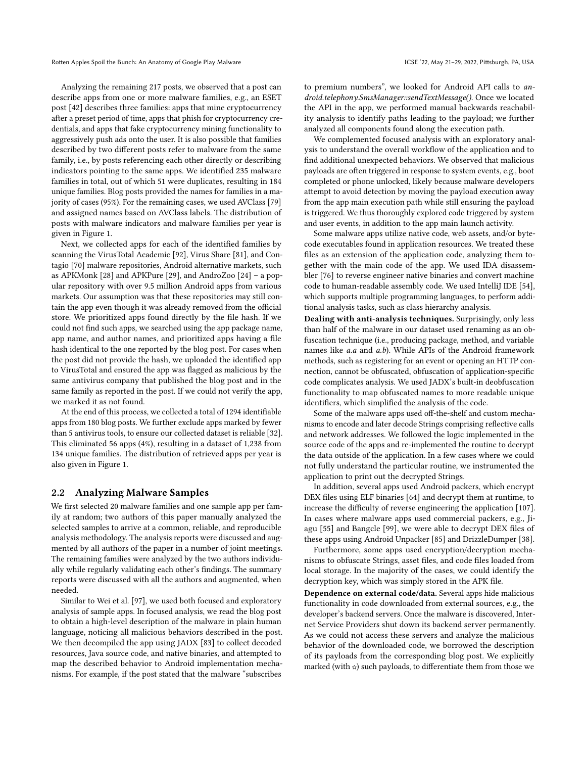Analyzing the remaining 217 posts, we observed that a post can describe apps from one or more malware families, e.g., an ESET post [42] describes three families: apps that mine cryptocurrency after a preset period of time, apps that phish for cryptocurrency credentials, and apps that fake cryptocurrency mining functionality to aggressively push ads onto the user. It is also possible that families described by two different posts refer to malware from the same family, i.e., by posts referencing each other directly or describing indicators pointing to the same apps. We identified 235 malware families in total, out of which 51 were duplicates, resulting in 184 unique families. Blog posts provided the names for families in a majority of cases (95%). For the remaining cases, we used AVClass [79] and assigned names based on AVClass labels. The distribution of posts with malware indicators and malware families per year is given in Figure 1.

Next, we collected apps for each of the identified families by scanning the VirusTotal Academic [92], Virus Share [81], and Contagio [70] malware repositories, Android alternative markets, such as APKMonk [28] and APKPure [29], and AndroZoo [24] – a popular repository with over 9.5 million Android apps from various markets. Our assumption was that these repositories may still contain the app even though it was already removed from the official store. We prioritized apps found directly by the file hash. If we could not find such apps, we searched using the app package name, app name, and author names, and prioritized apps having a file hash identical to the one reported by the blog post. For cases when the post did not provide the hash, we uploaded the identified app to VirusTotal and ensured the app was flagged as malicious by the same antivirus company that published the blog post and in the same family as reported in the post. If we could not verify the app, we marked it as not found.

At the end of this process, we collected a total of 1294 identifiable apps from 180 blog posts. We further exclude apps marked by fewer than 5 antivirus tools, to ensure our collected dataset is reliable [32]. This eliminated 56 apps (4%), resulting in a dataset of 1,238 from 134 unique families. The distribution of retrieved apps per year is also given in Figure 1.

## 2.2 Analyzing Malware Samples

We first selected 20 malware families and one sample app per family at random; two authors of this paper manually analyzed the selected samples to arrive at a common, reliable, and reproducible analysis methodology. The analysis reports were discussed and augmented by all authors of the paper in a number of joint meetings. The remaining families were analyzed by the two authors individually while regularly validating each other's findings. The summary reports were discussed with all the authors and augmented, when needed.

Similar to Wei et al. [97], we used both focused and exploratory analysis of sample apps. In focused analysis, we read the blog post to obtain a high-level description of the malware in plain human language, noticing all malicious behaviors described in the post. We then decompiled the app using JADX [83] to collect decoded resources, Java source code, and native binaries, and attempted to map the described behavior to Android implementation mechanisms. For example, if the post stated that the malware "subscribes to premium numbers", we looked for Android API calls to *android.telephony.SmsManager::sendTextMessage()*. Once we located the API in the app, we performed manual backwards reachability analysis to identify paths leading to the payload; we further analyzed all components found along the execution path.

We complemented focused analysis with an exploratory analysis to understand the overall workflow of the application and to find additional unexpected behaviors. We observed that malicious payloads are often triggered in response to system events, e.g., boot completed or phone unlocked, likely because malware developers attempt to avoid detection by moving the payload execution away from the app main execution path while still ensuring the payload is triggered. We thus thoroughly explored code triggered by system and user events, in addition to the app main launch activity.

Some malware apps utilize native code, web assets, and/or bytecode executables found in application resources. We treated these files as an extension of the application code, analyzing them together with the main code of the app. We used IDA disassembler [76] to reverse engineer native binaries and convert machine code to human-readable assembly code. We used IntelliJ IDE [54], which supports multiple programming languages, to perform additional analysis tasks, such as class hierarchy analysis.

**Dealing with anti-analysis techniques.** Surprisingly, only less than half of the malware in our dataset used renaming as an obfuscation technique (i.e., producing package, method, and variable names like *a.a* and *a.b*). While APIs of the Android framework methods, such as registering for an event or opening an HTTP connection, cannot be obfuscated, obfuscation of application-specific code complicates analysis. We used JADX's built-in deobfuscation functionality to map obfuscated names to more readable unique identifiers, which simplified the analysis of the code.

Some of the malware apps used off-the-shelf and custom mechanisms to encode and later decode Strings comprising reflective calls and network addresses. We followed the logic implemented in the source code of the apps and re-implemented the routine to decrypt the data outside of the application. In a few cases where we could not fully understand the particular routine, we instrumented the application to print out the decrypted Strings.

In addition, several apps used Android packers, which encrypt DEX files using ELF binaries [64] and decrypt them at runtime, to increase the difficulty of reverse engineering the application [107]. In cases where malware apps used commercial packers, e.g., Jiagu [55] and Bangcle [99], we were able to decrypt DEX files of these apps using Android Unpacker [85] and DrizzleDumper [38].

Furthermore, some apps used encryption/decryption mechanisms to obfuscate Strings, asset files, and code files loaded from local storage. In the majority of the cases, we could identify the decryption key, which was simply stored in the APK file.

**Dependence on external code/data.** Several apps hide malicious functionality in code downloaded from external sources, e.g., the developer's backend servers. Once the malware is discovered, Internet Service Providers shut down its backend server permanently. As we could not access these servers and analyze the malicious behavior of the downloaded code, we borrowed the description of its payloads from the corresponding blog post. We explicitly marked (with ☆) such payloads, to differentiate them from those we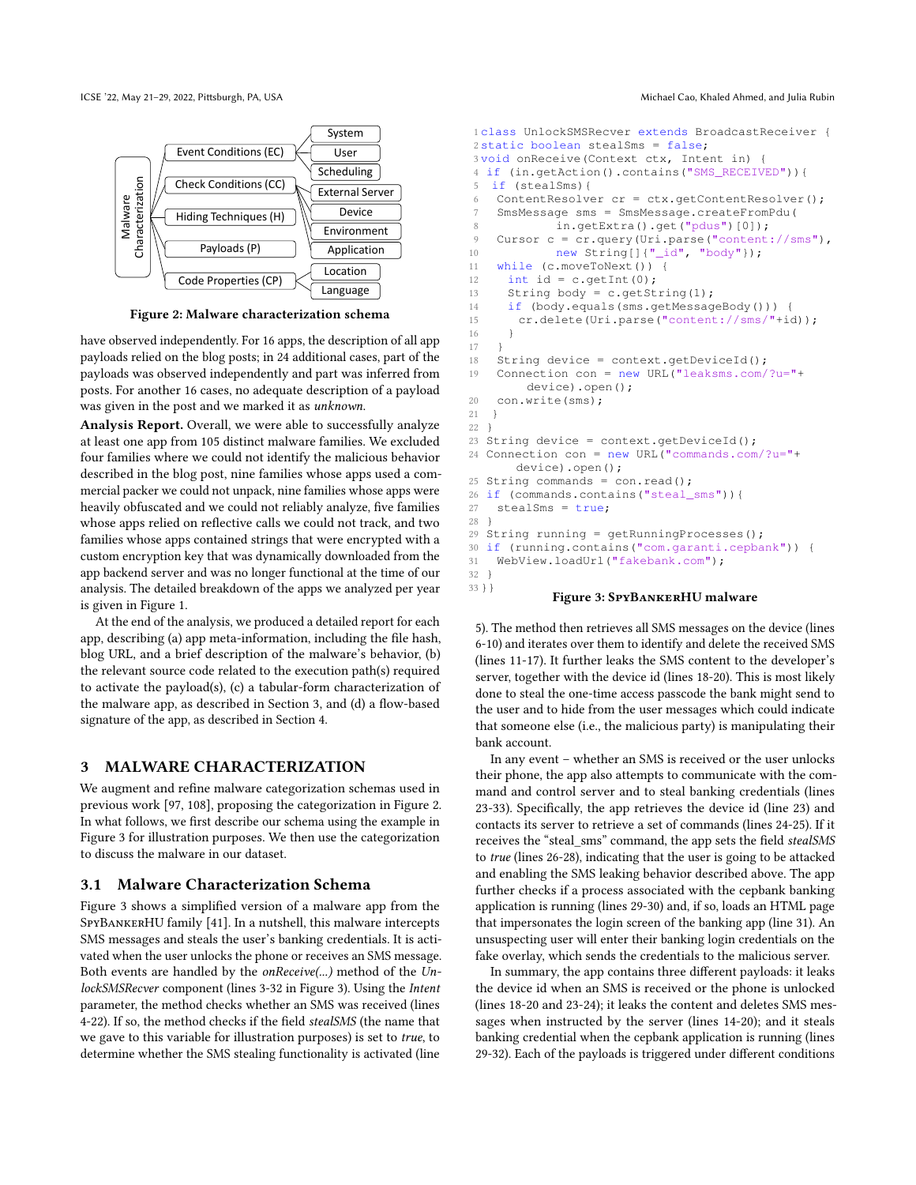Malware Characterization

Event Conditions (EC)

Check Conditions (CC)

Hiding Techniques (H)

Payloads (P)

Code Properties (CP)

System

User

Scheduling

External Server

Device

Environment

Application

Location

Language

**Figure 2: Malware characterization schema**

have observed independently. For 16 apps, the description of all app payloads relied on the blog posts; in 24 additional cases, part of the payloads was observed independently and part was inferred from posts. For another 16 cases, no adequate description of a payload was given in the post and we marked it as *unknown*.

**Analysis Report.** Overall, we were able to successfully analyze at least one app from 105 distinct malware families. We excluded four families where we could not identify the malicious behavior described in the blog post, nine families whose apps used a commercial packer we could not unpack, nine families whose apps were heavily obfuscated and we could not reliably analyze, five families whose apps relied on reflective calls we could not track, and two families whose apps contained strings that were encrypted with a custom encryption key that was dynamically downloaded from the app backend server and was no longer functional at the time of our analysis. The detailed breakdown of the apps we analyzed per year is given in Figure 1.

At the end of the analysis, we produced a detailed report for each app, describing (a) app meta-information, including the file hash, blog URL, and a brief description of the malware's behavior, (b) the relevant source code related to the execution path(s) required to activate the payload(s), (c) a tabular-form characterization of the malware app, as described in Section 3, and (d) a flow-based signature of the app, as described in Section 4.

# 3 MALWARE CHARACTERIZATION

We augment and refine malware categorization schemas used in previous work [97, 108], proposing the categorization in Figure 2. In what follows, we first describe our schema using the example in Figure 3 for illustration purposes. We then use the categorization to discuss the malware in our dataset.

## 3.1 Malware Characterization Schema

Figure 3 shows a simplified version of a malware app from the SpyBankerHU family [41]. In a nutshell, this malware intercepts SMS messages and steals the user's banking credentials. It is activated when the user unlocks the phone or receives an SMS message. Both events are handled by the *onReceive(...)* method of the *UnlockSMSRecver* component (lines 3-32 in Figure 3). Using the *Intent* parameter, the method checks whether an SMS was received (lines 4-22). If so, the method checks if the field *stealSMS* (the name that we gave to this variable for illustration purposes) is set to *true*, to determine whether the SMS stealing functionality is activated (line

```
1 class UnlockSMSRecver extends BroadcastReceiver {
2 static boolean stealSms = false;
3 void onReceive(Context ctx, Intent in) {
4  if (in.getAction().contains("SMS_RECEIVED")){
5   if (stealSms){
6    ContentResolver cr = ctx.getContentResolver();
7    SmsMessage sms = SmsMessage.createFromPdu(
8             in.getExtra().get("pdus")[0]);
9    Cursor c = cr.query(Uri.parse("content://sms"),
10            new String[]{"_id", "body"});
11   while (c.moveToNext()) {
12     int id = c.getInt(0);
13     String body = c.getString(1);
14     if (body.equals(sms.getMessageBody()) {
15       cr.delete(Uri.parse("content://sms/"+id));
16     }
17   }
18   String device = context.getDeviceId();
19   Connection con = new URL("leaksms.com/?u="+
         device).open();
20   con.write(sms);
21  }
22 }
23 String device = context.getDeviceId();
24 Connection con = new URL("commands.com/?u="+
       device).open();
25 String commands = con.read();
26 if (commands.contains("steal_sms")){
27   stealSms = true;
28 }
29 String running = getRunningProcesses();
30 if (running.contains("com.garanti.cepbank")) {
31   WebView.loadUrl("fakebank.com");
32 }
33 }}
```

**Figure 3: SpyBankerHU malware**

5). The method then retrieves all SMS messages on the device (lines 6-10) and iterates over them to identify and delete the received SMS (lines 11-17). It further leaks the SMS content to the developer's server, together with the device id (lines 18-20). This is most likely done to steal the one-time access passcode the bank might send to the user and to hide from the user messages which could indicate that someone else (i.e., the malicious party) is manipulating their bank account.

In any event – whether an SMS is received or the user unlocks their phone, the app also attempts to communicate with the command and control server and to steal banking credentials (lines 23-33). Specifically, the app retrieves the device id (line 23) and contacts its server to retrieve a set of commands (lines 24-25). If it receives the "steal_sms" command, the app sets the field *stealSMS* to *true* (lines 26-28), indicating that the user is going to be attacked and enabling the SMS leaking behavior described above. The app further checks if a process associated with the cepbank banking application is running (lines 29-30) and, if so, loads an HTML page that impersonates the login screen of the banking app (line 31). An unsuspecting user will enter their banking login credentials on the fake overlay, which sends the credentials to the malicious server.

In summary, the app contains three different payloads: it leaks the device id when an SMS is received or the phone is unlocked (lines 18-20 and 23-24); it leaks the content and deletes SMS messages when instructed by the server (lines 14-20); and it steals banking credential when the cepbank application is running (lines 29-32). Each of the payloads is triggered under different conditions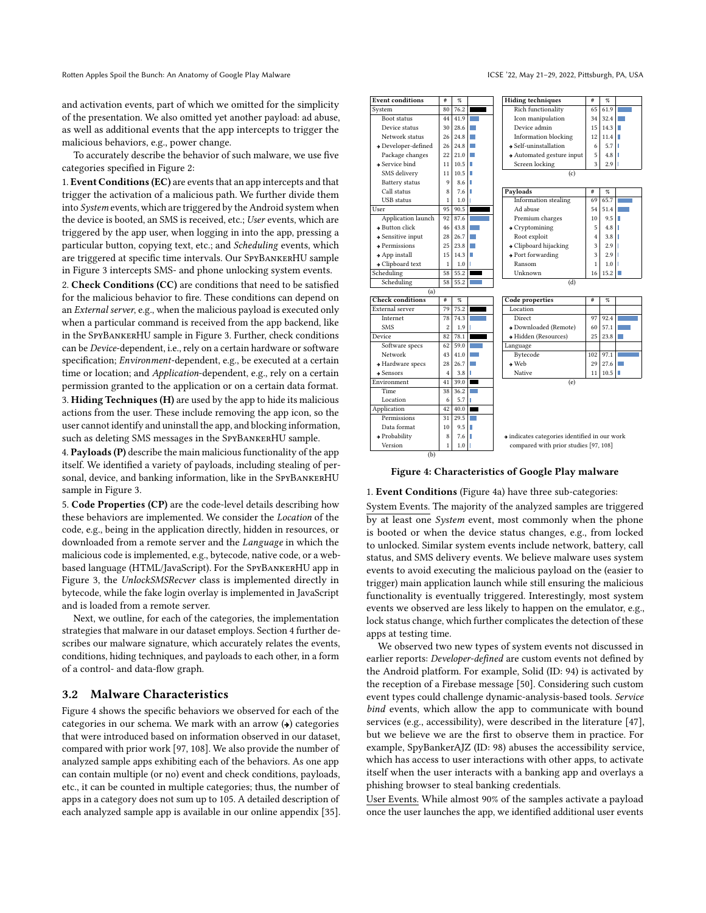and activation events, part of which we omitted for the simplicity of the presentation. We also omitted yet another payload: ad abuse, as well as additional events that the app intercepts to trigger the malicious behaviors, e.g., power change.

To accurately describe the behavior of such malware, we use five categories specified in Figure 2:

1. **Event Conditions (EC)** are events that an app intercepts and that trigger the activation of a malicious path. We further divide them into *System* events, which are triggered by the Android system when the device is booted, an SMS is received, etc.; *User* events, which are triggered by the app user, when logging in into the app, pressing a particular button, copying text, etc.; and *Scheduling* events, which are triggered at specific time intervals. Our SpyBankerHU sample in Figure 3 intercepts SMS- and phone unlocking system events.

2. **Check Conditions (CC)** are conditions that need to be satisfied for the malicious behavior to fire. These conditions can depend on an *External server*, e.g., when the malicious payload is executed only when a particular command is received from the app backend, like in the SpyBankerHU sample in Figure 3. Further, check conditions can be *Device*-dependent, i.e., rely on a certain hardware or software specification; *Environment*-dependent, e.g., be executed at a certain time or location; and *Application*-dependent, e.g., rely on a certain permission granted to the application or on a certain data format.

3. **Hiding Techniques (H)** are used by the app to hide its malicious actions from the user. These include removing the app icon, so the user cannot identify and uninstall the app, and blocking information, such as deleting SMS messages in the SpyBankerHU sample.

4. **Payloads (P)** describe the main malicious functionality of the app itself. We identified a variety of payloads, including stealing of personal, device, and banking information, like in the SpyBankerHU sample in Figure 3.

5. **Code Properties (CP)** are the code-level details describing how these behaviors are implemented. We consider the *Location* of the code, e.g., being in the application directly, hidden in resources, or downloaded from a remote server and the *Language* in which the malicious code is implemented, e.g., bytecode, native code, or a web-based language (HTML/JavaScript). For the SpyBankerHU app in Figure 3, the *UnlockSMSRecver* class is implemented directly in bytecode, while the fake login overlay is implemented in JavaScript and is loaded from a remote server.

Next, we outline, for each of the categories, the implementation strategies that malware in our dataset employs. Section 4 further describes our malware signature, which accurately relates the events, conditions, hiding techniques, and payloads to each other, in a form of a control- and data-flow graph.

## 3.2 Malware Characteristics

Figure 4 shows the specific behaviors we observed for each of the categories in our schema. We mark with an arrow (➔) categories that were introduced based on information observed in our dataset, compared with prior work [97, 108]. We also provide the number of analyzed sample apps exhibiting each of the behaviors. As one app can contain multiple (or no) event and check conditions, payloads, etc., it can be counted in multiple categories; thus, the number of apps in a category does not sum up to 105. A detailed description of each analyzed sample app is available in our online appendix [35].

| Event conditions | # | % |
|---|---|---|
| System | 80 | 76.2 |
| Boot status | 44 | 41.9 |
| Device status | 30 | 28.6 |
| ➔ Developer-defined | 26 | 24.8 |
| Network status | 26 | 24.8 |
| Package changes | 22 | 21.0 |
| ➔ Service bind | 11 | 10.5 |
| SMS delivery | 11 | 10.5 |
| Battery status | 9 | 8.6 |
| Call status | 8 | 7.6 |
| USB status | 1 | 1.0 |
| User | 95 | 90.5 |
| Application launch | 92 | 87.6 |
| ➔ Button click | 46 | 43.8 |
| ➔ Sensitive input | 28 | 26.7 |
| ➔ Permissions | 25 | 23.8 |
| ➔ App install | 15 | 14.3 |
| ➔ Clipboard text | 1 | 1.0 |
| Scheduling | 58 | 55.2 |
| Scheduling | 58 | 55.2 |

(a)

| Check conditions | # | % |
|---|---|---|
| External server | 79 | 75.2 |
| Internet | 78 | 74.3 |
| SMS | 2 | 1.9 |
| Device | 82 | 78.1 |
| Software specs | 62 | 59.0 |
| Network | 43 | 41.0 |
| ➔ Hardware specs | 28 | 26.7 |
| ➔ Sensors | 4 | 3.8 |
| Environment | 41 | 39.0 |
| Time | 38 | 36.2 |
| Location | 6 | 5.7 |
| Application | 42 | 40.0 |
| Permissions | 31 | 29.5 |
| Data format | 10 | 9.5 |
| ➔ Probability | 8 | 7.6 |
| Version | 1 | 1.0 |

(b)

| Hiding techniques | # | % |
|---|---|---|
| Rich functionality | 65 | 61.9 |
| Icon manipulation | 34 | 32.4 |
| Device admin | 15 | 14.3 |
| Information blocking | 12 | 11.4 |
| ➔ Self-uninstallation | 6 | 5.7 |
| ➔ Automated gesture input | 5 | 4.8 |
| Screen locking | 3 | 2.9 |

(c)

| Payloads | # | % |
|---|---|---|
| Information stealing | 69 | 65.7 |
| Ad abuse | 54 | 51.4 |
| Premium charges | 10 | 9.5 |
| ➔ Cryptomining | 5 | 4.8 |
| Root exploit | 4 | 3.8 |
| ➔ Clipboard hijacking | 3 | 2.9 |
| ➔ Port forwarding | 3 | 2.9 |
| Ransom | 1 | 1.0 |
| Unknown | 16 | 15.2 |

(d)

| Code properties | # | % |
|---|---|---|
| Location | | |
| Direct | 97 | 92.4 |
| ➔ Downloaded (Remote) | 60 | 57.1 |
| ➔ Hidden (Resources) | 25 | 23.8 |
| Language | | |
| Bytecode | 102 | 97.1 |
| ➔ Web | 29 | 27.6 |
| Native | 11 | 10.5 |

(e)

➔ indicates categories identified in our work compared with prior studies [97, 108]

**Figure 4: Characteristics of Google Play malware**

1. **Event Conditions** (Figure 4a) have three sub-categories:

System Events. The majority of the analyzed samples are triggered by at least one *System* event, most commonly when the phone is booted or when the device status changes, e.g., from locked to unlocked. Similar system events include network, battery, call status, and SMS delivery events. We believe malware uses system events to avoid executing the malicious payload on the (easier to trigger) main application launch while still ensuring the malicious functionality is eventually triggered. Interestingly, most system events we observed are less likely to happen on the emulator, e.g., lock status change, which further complicates the detection of these apps at testing time.

We observed two new types of system events not discussed in earlier reports: *Developer-defined* are custom events not defined by the Android platform. For example, Solid (ID: 94) is activated by the reception of a Firebase message [50]. Considering such custom event types could challenge dynamic-analysis-based tools. *Service bind* events, which allow the app to communicate with bound services (e.g., accessibility), were described in the literature [47], but we believe we are the first to observe them in practice. For example, SpyBankerAJZ (ID: 98) abuses the accessibility service, which has access to user interactions with other apps, to activate itself when the user interacts with a banking app and overlays a phishing browser to steal banking credentials.

User Events. While almost 90% of the samples activate a payload once the user launches the app, we identified additional user events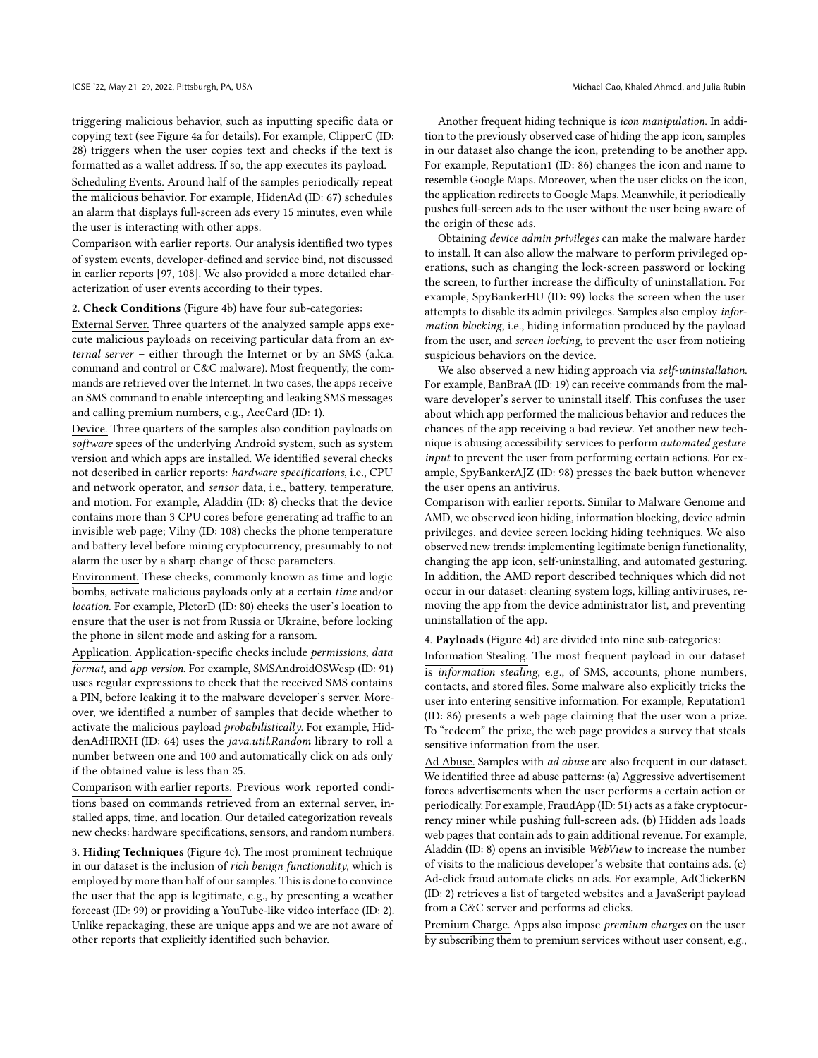triggering malicious behavior, such as inputting specific data or copying text (see Figure 4a for details). For example, ClipperC (ID: 28) triggers when the user copies text and checks if the text is formatted as a wallet address. If so, the app executes its payload.

Scheduling Events. Around half of the samples periodically repeat the malicious behavior. For example, HidenAd (ID: 67) schedules an alarm that displays full-screen ads every 15 minutes, even while the user is interacting with other apps.

Comparison with earlier reports. Our analysis identified two types of system events, developer-defined and service bind, not discussed in earlier reports [97, 108]. We also provided a more detailed characterization of user events according to their types.

2. **Check Conditions** (Figure 4b) have four sub-categories:

External Server. Three quarters of the analyzed sample apps execute malicious payloads on receiving particular data from an *external server* – either through the Internet or by an SMS (a.k.a. command and control or C&C malware). Most frequently, the commands are retrieved over the Internet. In two cases, the apps receive an SMS command to enable intercepting and leaking SMS messages and calling premium numbers, e.g., AceCard (ID: 1).

Device. Three quarters of the samples also condition payloads on *software* specs of the underlying Android system, such as system version and which apps are installed. We identified several checks not described in earlier reports: *hardware specifications*, i.e., CPU and network operator, and *sensor* data, i.e., battery, temperature, and motion. For example, Aladdin (ID: 8) checks that the device contains more than 3 CPU cores before generating ad traffic to an invisible web page; Vilny (ID: 108) checks the phone temperature and battery level before mining cryptocurrency, presumably to not alarm the user by a sharp change of these parameters.

Environment. These checks, commonly known as time and logic bombs, activate malicious payloads only at a certain *time* and/or *location*. For example, PletorD (ID: 80) checks the user's location to ensure that the user is not from Russia or Ukraine, before locking the phone in silent mode and asking for a ransom.

Application. Application-specific checks include *permissions*, *data format*, and *app version*. For example, SMSAndroidOSWesp (ID: 91) uses regular expressions to check that the received SMS contains a PIN, before leaking it to the malware developer's server. Moreover, we identified a number of samples that decide whether to activate the malicious payload *probabilistically*. For example, HiddenAdHRXH (ID: 64) uses the *java.util.Random* library to roll a number between one and 100 and automatically click on ads only if the obtained value is less than 25.

Comparison with earlier reports. Previous work reported conditions based on commands retrieved from an external server, installed apps, time, and location. Our detailed categorization reveals new checks: hardware specifications, sensors, and random numbers.

3. **Hiding Techniques** (Figure 4c). The most prominent technique in our dataset is the inclusion of *rich benign functionality*, which is employed by more than half of our samples. This is done to convince the user that the app is legitimate, e.g., by presenting a weather forecast (ID: 99) or providing a YouTube-like video interface (ID: 2). Unlike repackaging, these are unique apps and we are not aware of other reports that explicitly identified such behavior.

Another frequent hiding technique is *icon manipulation*. In addition to the previously observed case of hiding the app icon, samples in our dataset also change the icon, pretending to be another app. For example, Reputation1 (ID: 86) changes the icon and name to resemble Google Maps. Moreover, when the user clicks on the icon, the application redirects to Google Maps. Meanwhile, it periodically pushes full-screen ads to the user without the user being aware of the origin of these ads.

Obtaining *device admin privileges* can make the malware harder to install. It can also allow the malware to perform privileged operations, such as changing the lock-screen password or locking the screen, to further increase the difficulty of uninstallation. For example, SpyBankerHU (ID: 99) locks the screen when the user attempts to disable its admin privileges. Samples also employ *information blocking*, i.e., hiding information produced by the payload from the user, and *screen locking*, to prevent the user from noticing suspicious behaviors on the device.

We also observed a new hiding approach via *self-uninstallation*. For example, BanBraA (ID: 19) can receive commands from the malware developer's server to uninstall itself. This confuses the user about which app performed the malicious behavior and reduces the chances of the app receiving a bad review. Yet another new technique is abusing accessibility services to perform *automated gesture input* to prevent the user from performing certain actions. For example, SpyBankerAJZ (ID: 98) presses the back button whenever the user opens an antivirus.

Comparison with earlier reports. Similar to Malware Genome and AMD, we observed icon hiding, information blocking, device admin privileges, and device screen locking hiding techniques. We also observed new trends: implementing legitimate benign functionality, changing the app icon, self-uninstalling, and automated gesturing. In addition, the AMD report described techniques which did not occur in our dataset: cleaning system logs, killing antiviruses, removing the app from the device administrator list, and preventing uninstallation of the app.

4. **Payloads** (Figure 4d) are divided into nine sub-categories:

Information Stealing. The most frequent payload in our dataset is *information stealing*, e.g., of SMS, accounts, phone numbers, contacts, and stored files. Some malware also explicitly tricks the user into entering sensitive information. For example, Reputation1 (ID: 86) presents a web page claiming that the user won a prize. To "redeem" the prize, the web page provides a survey that steals sensitive information from the user.

Ad Abuse. Samples with *ad abuse* are also frequent in our dataset. We identified three ad abuse patterns: (a) Aggressive advertisement forces advertisements when the user performs a certain action or periodically. For example, FraudApp (ID: 51) acts as a fake cryptocurrency miner while pushing full-screen ads. (b) Hidden ads loads web pages that contain ads to gain additional revenue. For example, Aladdin (ID: 8) opens an invisible *WebView* to increase the number of visits to the malicious developer's website that contains ads. (c) Ad-click fraud automate clicks on ads. For example, AdClickerBN (ID: 2) retrieves a list of targeted websites and a JavaScript payload from a C&C server and performs ad clicks.

Premium Charge. Apps also impose *premium charges* on the user by subscribing them to premium services without user consent, e.g.,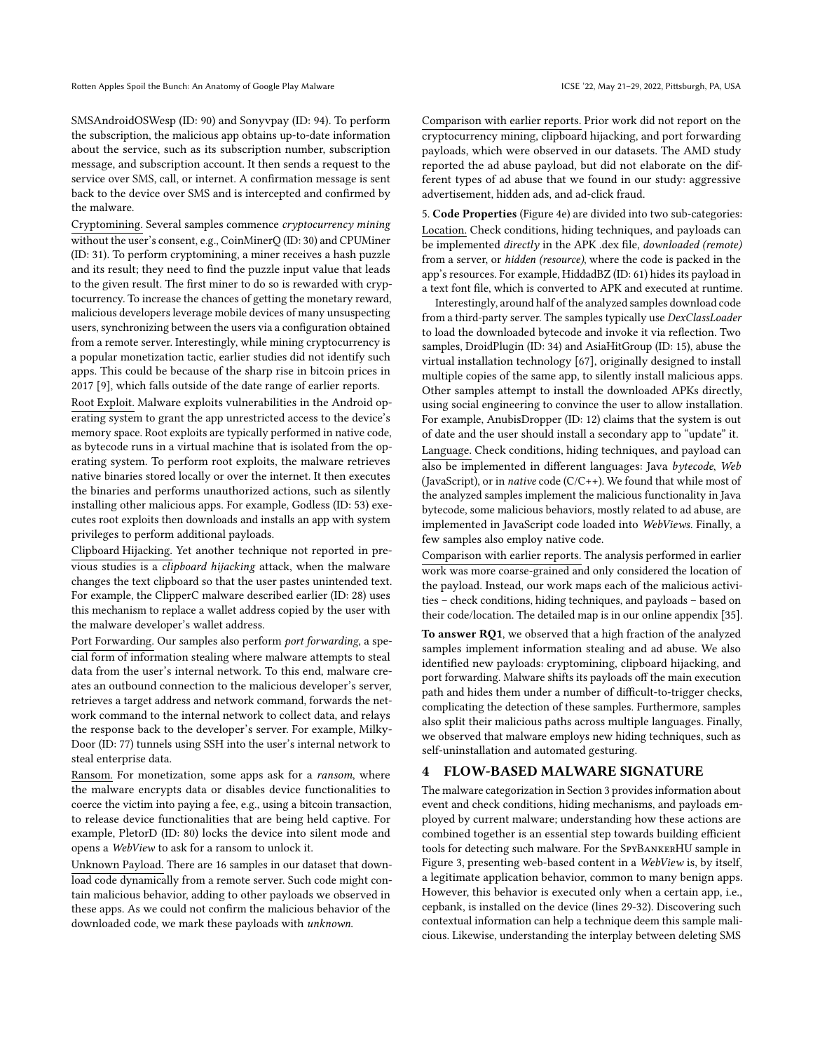SMSAndroidOSWesp (ID: 90) and Sonyvpay (ID: 94). To perform the subscription, the malicious app obtains up-to-date information about the service, such as its subscription number, subscription message, and subscription account. It then sends a request to the service over SMS, call, or internet. A confirmation message is sent back to the device over SMS and is intercepted and confirmed by the malware.

Cryptomining. Several samples commence *cryptocurrency mining* without the user's consent, e.g., CoinMinerQ (ID: 30) and CPUMiner (ID: 31). To perform cryptomining, a miner receives a hash puzzle and its result; they need to find the puzzle input value that leads to the given result. The first miner to do so is rewarded with cryptocurrency. To increase the chances of getting the monetary reward, malicious developers leverage mobile devices of many unsuspecting users, synchronizing between the users via a configuration obtained from a remote server. Interestingly, while mining cryptocurrency is a popular monetization tactic, earlier studies did not identify such apps. This could be because of the sharp rise in bitcoin prices in 2017 [9], which falls outside of the date range of earlier reports.

Root Exploit. Malware exploits vulnerabilities in the Android operating system to grant the app unrestricted access to the device's memory space. Root exploits are typically performed in native code, as bytecode runs in a virtual machine that is isolated from the operating system. To perform root exploits, the malware retrieves native binaries stored locally or over the internet. It then executes the binaries and performs unauthorized actions, such as silently installing other malicious apps. For example, Godless (ID: 53) executes root exploits then downloads and installs an app with system privileges to perform additional payloads.

Clipboard Hijacking. Yet another technique not reported in previous studies is a *clipboard hijacking* attack, when the malware changes the text clipboard so that the user pastes unintended text. For example, the ClipperC malware described earlier (ID: 28) uses this mechanism to replace a wallet address copied by the user with the malware developer's wallet address.

Port Forwarding. Our samples also perform *port forwarding*, a special form of information stealing where malware attempts to steal data from the user's internal network. To this end, malware creates an outbound connection to the malicious developer's server, retrieves a target address and network command, forwards the network command to the internal network to collect data, and relays the response back to the developer's server. For example, MilkyDoor (ID: 77) tunnels using SSH into the user's internal network to steal enterprise data.

Ransom. For monetization, some apps ask for a *ransom*, where the malware encrypts data or disables device functionalities to coerce the victim into paying a fee, e.g., using a bitcoin transaction, to release device functionalities that are being held captive. For example, PletorD (ID: 80) locks the device into silent mode and opens a *WebView* to ask for a ransom to unlock it.

Unknown Payload. There are 16 samples in our dataset that download code dynamically from a remote server. Such code might contain malicious behavior, adding to other payloads we observed in these apps. As we could not confirm the malicious behavior of the downloaded code, we mark these payloads with *unknown*.

Comparison with earlier reports. Prior work did not report on the cryptocurrency mining, clipboard hijacking, and port forwarding payloads, which were observed in our datasets. The AMD study reported the ad abuse payload, but did not elaborate on the different types of ad abuse that we found in our study: aggressive advertisement, hidden ads, and ad-click fraud.

5. **Code Properties** (Figure 4e) are divided into two sub-categories:

Location. Check conditions, hiding techniques, and payloads can be implemented *directly* in the APK .dex file, *downloaded (remote)* from a server, or *hidden (resource)*, where the code is packed in the app's resources. For example, HiddadBZ (ID: 61) hides its payload in a text font file, which is converted to APK and executed at runtime.

Interestingly, around half of the analyzed samples download code from a third-party server. The samples typically use *DexClassLoader* to load the downloaded bytecode and invoke it via reflection. Two samples, DroidPlugin (ID: 34) and AsiaHitGroup (ID: 15), abuse the virtual installation technology [67], originally designed to install multiple copies of the same app, to silently install malicious apps. Other samples attempt to install the downloaded APKs directly, using social engineering to convince the user to allow installation. For example, AnubisDropper (ID: 12) claims that the system is out of date and the user should install a secondary app to "update" it.

Language. Check conditions, hiding techniques, and payload can also be implemented in different languages: Java *bytecode*, *Web* (JavaScript), or in *native* code (C/C++). We found that while most of the analyzed samples implement the malicious functionality in Java bytecode, some malicious behaviors, mostly related to ad abuse, are implemented in JavaScript code loaded into *WebViews*. Finally, a few samples also employ native code.

Comparison with earlier reports. The analysis performed in earlier work was more coarse-grained and only considered the location of the payload. Instead, our work maps each of the malicious activities – check conditions, hiding techniques, and payloads – based on their code/location. The detailed map is in our online appendix [35].

**To answer RQ1**, we observed that a high fraction of the analyzed samples implement information stealing and ad abuse. We also identified new payloads: cryptomining, clipboard hijacking, and port forwarding. Malware shifts its payloads off the main execution path and hides them under a number of difficult-to-trigger checks, complicating the detection of these samples. Furthermore, samples also split their malicious paths across multiple languages. Finally, we observed that malware employs new hiding techniques, such as self-uninstallation and automated gesturing.

## 4 FLOW-BASED MALWARE SIGNATURE

The malware categorization in Section 3 provides information about event and check conditions, hiding mechanisms, and payloads employed by current malware; understanding how these actions are combined together is an essential step towards building efficient tools for detecting such malware. For the SpyBankerHU sample in Figure 3, presenting web-based content in a *WebView* is, by itself, a legitimate application behavior, common to many benign apps. However, this behavior is executed only when a certain app, i.e., cepbank, is installed on the device (lines 29-32). Discovering such contextual information can help a technique deem this sample malicious. Likewise, understanding the interplay between deleting SMS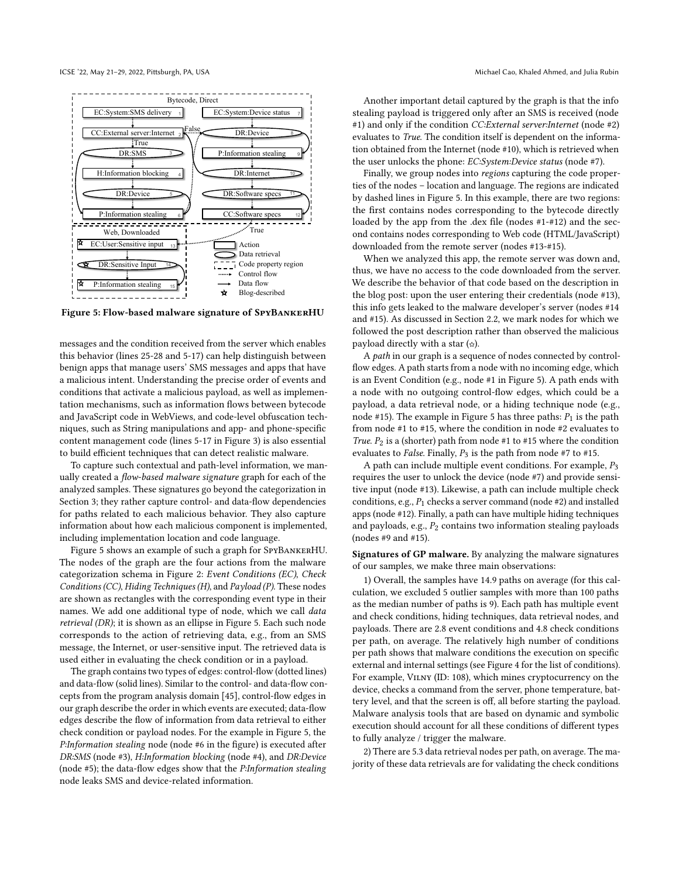Bytecode, Direct

EC:System:SMS delivery 1

CC:External server:Internet 2

False

True

DR:SMS 3

H:Information blocking 4

DR:Device 5

P:Information stealing 6

EC:System:Device status 7

DR:Device 8

P:Information stealing 9

DR:Internet 10

DR:Software specs 11

CC:Software specs 12

True

Web, Downloaded

EC:User:Sensitive input 13

DR:Sensitive Input 14

P:Information stealing 15

Action

Data retrieval

Code property region

Control flow

Data flow

Blog-described

**Figure 5: Flow-based malware signature of SpyBankerHU**

messages and the condition received from the server which enables this behavior (lines 25-28 and 5-17) can help distinguish between benign apps that manage users' SMS messages and apps that have a malicious intent. Understanding the precise order of events and conditions that activate a malicious payload, as well as implementation mechanisms, such as information flows between bytecode and JavaScript code in WebViews, and code-level obfuscation techniques, such as String manipulations and app- and phone-specific content management code (lines 5-17 in Figure 3) is also essential to build efficient techniques that can detect realistic malware.

To capture such contextual and path-level information, we manually created a *flow-based malware signature* graph for each of the analyzed samples. These signatures go beyond the categorization in Section 3; they rather capture control- and data-flow dependencies for paths related to each malicious behavior. They also capture information about how each malicious component is implemented, including implementation location and code language.

Figure 5 shows an example of such a graph for SpyBankerHU. The nodes of the graph are the four actions from the malware categorization schema in Figure 2: *Event Conditions (EC)*, *Check Conditions (CC)*, *Hiding Techniques (H)*, and *Payload (P)*. These nodes are shown as rectangles with the corresponding event type in their names. We add one additional type of node, which we call *data retrieval (DR)*; it is shown as an ellipse in Figure 5. Each such node corresponds to the action of retrieving data, e.g., from an SMS message, the Internet, or user-sensitive input. The retrieved data is used either in evaluating the check condition or in a payload.

The graph contains two types of edges: control-flow (dotted lines) and data-flow (solid lines). Similar to the control- and data-flow concepts from the program analysis domain [45], control-flow edges in our graph describe the order in which events are executed; data-flow edges describe the flow of information from data retrieval to either check condition or payload nodes. For the example in Figure 5, the *P:Information stealing* node (node #6 in the figure) is executed after *DR:SMS* (node #3), *H:Information blocking* (node #4), and *DR:Device* (node #5); the data-flow edges show that the *P:Information stealing* node leaks SMS and device-related information.

Another important detail captured by the graph is that the info stealing payload is triggered only after an SMS is received (node #1) and only if the condition *CC:External server:Internet* (node #2) evaluates to *True*. The condition itself is dependent on the information obtained from the Internet (node #10), which is retrieved when the user unlocks the phone: *EC:System:Device status* (node #7).

Finally, we group nodes into *regions* capturing the code properties of the nodes – location and language. The regions are indicated by dashed lines in Figure 5. In this example, there are two regions: the first contains nodes corresponding to the bytecode directly loaded by the app from the .dex file (nodes #1-#12) and the second contains nodes corresponding to Web code (HTML/JavaScript) downloaded from the remote server (nodes #13-#15).

When we analyzed this app, the remote server was down and, thus, we have no access to the code downloaded from the server. We describe the behavior of that code based on the description in the blog post: upon the user entering their credentials (node #13), this info gets leaked to the malware developer's server (nodes #14 and #15). As discussed in Section 2.2, we mark nodes for which we followed the post description rather than observed the malicious payload directly with a star (☆).

A *path* in our graph is a sequence of nodes connected by control-flow edges. A path starts from a node with no incoming edge, which is an Event Condition (e.g., node #1 in Figure 5). A path ends with a node with no outgoing control-flow edges, which could be a payload, a data retrieval node, or a hiding technique node (e.g., node #15). The example in Figure 5 has three paths: $P_1$ is the path from node #1 to #15, where the condition in node #2 evaluates to *True*. $P_2$ is a (shorter) path from node #1 to #15 where the condition evaluates to *False*. Finally, $P_3$ is the path from node #7 to #15.

A path can include multiple event conditions. For example, $P_3$ requires the user to unlock the device (node #7) and provide sensitive input (node #13). Likewise, a path can include multiple check conditions, e.g., $P_1$ checks a server command (node #2) and installed apps (node #12). Finally, a path can have multiple hiding techniques and payloads, e.g., $P_2$ contains two information stealing payloads (nodes #9 and #15).

**Signatures of GP malware.** By analyzing the malware signatures of our samples, we make three main observations:

1) Overall, the samples have 14.9 paths on average (for this calculation, we excluded 5 outlier samples with more than 100 paths as the median number of paths is 9). Each path has multiple event and check conditions, hiding techniques, data retrieval nodes, and payloads. There are 2.8 event conditions and 4.8 check conditions per path, on average. The relatively high number of conditions per path shows that malware conditions the execution on specific external and internal settings (see Figure 4 for the list of conditions). For example, Vilny (ID: 108), which mines cryptocurrency on the device, checks a command from the server, phone temperature, battery level, and that the screen is off, all before starting the payload. Malware analysis tools that are based on dynamic and symbolic execution should account for all these conditions of different types to fully analyze / trigger the malware.

2) There are 5.3 data retrieval nodes per path, on average. The majority of these data retrievals are for validating the check conditions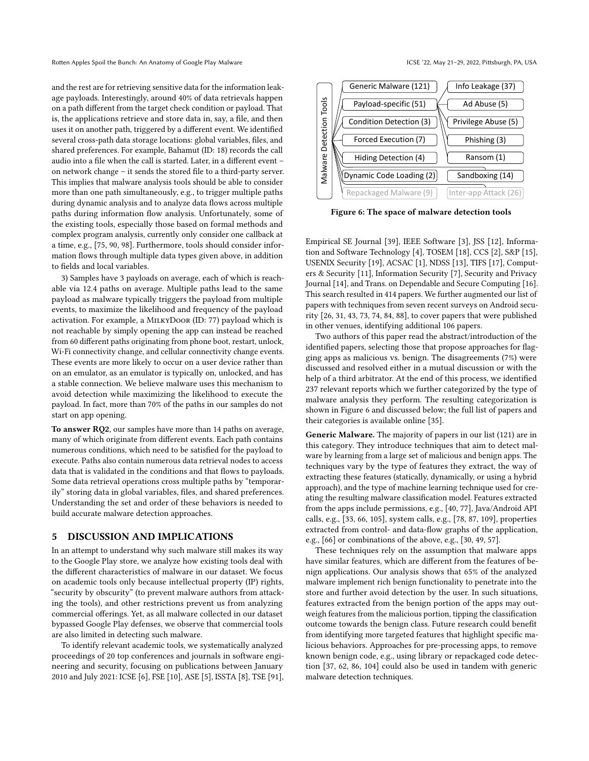and the rest are for retrieving sensitive data for the information leakage payloads. Interestingly, around 40% of data retrievals happen on a path different from the target check condition or payload. That is, the applications retrieve and store data in, say, a file, and then uses it on another path, triggered by a different event. We identified several cross-path data storage locations: global variables, files, and shared preferences. For example, Bahamut (ID: 18) records the call audio into a file when the call is started. Later, in a different event – on network change – it sends the stored file to a third-party server. This implies that malware analysis tools should be able to consider more than one path simultaneously, e.g., to trigger multiple paths during dynamic analysis and to analyze data flows across multiple paths during information flow analysis. Unfortunately, some of the existing tools, especially those based on formal methods and complex program analysis, currently only consider one callback at a time, e.g., [75, 90, 98]. Furthermore, tools should consider information flows through multiple data types given above, in addition to fields and local variables.

3) Samples have 3 payloads on average, each of which is reachable via 12.4 paths on average. Multiple paths lead to the same payload as malware typically triggers the payload from multiple events, to maximize the likelihood and frequency of the payload activation. For example, a MilkyDoor (ID: 77) payload which is not reachable by simply opening the app can instead be reached from 60 different paths originating from phone boot, restart, unlock, Wi-Fi connectivity change, and cellular connectivity change events. These events are more likely to occur on a user device rather than on an emulator, as an emulator is typically on, unlocked, and has a stable connection. We believe malware uses this mechanism to avoid detection while maximizing the likelihood to execute the payload. In fact, more than 70% of the paths in our samples do not start on app opening.

**To answer RQ2**, our samples have more than 14 paths on average, many of which originate from different events. Each path contains numerous conditions, which need to be satisfied for the payload to execute. Paths also contain numerous data retrieval nodes to access data that is validated in the conditions and that flows to payloads. Some data retrieval operations cross multiple paths by "temporarily" storing data in global variables, files, and shared preferences. Understanding the set and order of these behaviors is needed to build accurate malware detection approaches.

## 5 DISCUSSION AND IMPLICATIONS

In an attempt to understand why such malware still makes its way to the Google Play store, we analyze how existing tools deal with the different characteristics of malware in our dataset. We focus on academic tools only because intellectual property (IP) rights, "security by obscurity" (to prevent malware authors from attacking the tools), and other restrictions prevent us from analyzing commercial offerings. Yet, as all malware collected in our dataset bypassed Google Play defenses, we observe that commercial tools are also limited in detecting such malware.

To identify relevant academic tools, we systematically analyzed proceedings of 20 top conferences and journals in software engineering and security, focusing on publications between January 2010 and July 2021: ICSE [6], FSE [10], ASE [5], ISSTA [8], TSE [91], Empirical SE Journal [39], IEEE Software [3], JSS [12], Information and Software Technology [4], TOSEM [18], CCS [2], S&P [15], USENIX Security [19], ACSAC [1], NDSS [13], TIFS [17], Computers & Security [11], Information Security [7], Security and Privacy Journal [14], and Trans. on Dependable and Secure Computing [16]. This search resulted in 414 papers. We further augmented our list of papers with techniques from seven recent surveys on Android security [26, 31, 43, 73, 74, 84, 88], to cover papers that were published in other venues, identifying additional 106 papers.

Malware Detection Tools
Generic Malware (121)
Payload-specific (51)
Condition Detection (3)
Forced Execution (7)
Hiding Detection (4)
Dynamic Code Loading (2)
Repackaged Malware (9)
Info Leakage (37)
Ad Abuse (5)
Privilege Abuse (5)
Phishing (3)
Ransom (1)
Sandboxing (14)
Inter-app Attack (26)

**Figure 6: The space of malware detection tools**

Two authors of this paper read the abstract/introduction of the identified papers, selecting those that propose approaches for flagging apps as malicious vs. benign. The disagreements (7%) were discussed and resolved either in a mutual discussion or with the help of a third arbitrator. At the end of this process, we identified 237 relevant reports which we further categorized by the type of malware analysis they perform. The resulting categorization is shown in Figure 6 and discussed below; the full list of papers and their categories is available online [35].

**Generic Malware.** The majority of papers in our list (121) are in this category. They introduce techniques that aim to detect malware by learning from a large set of malicious and benign apps. The techniques vary by the type of features they extract, the way of extracting these features (statically, dynamically, or using a hybrid approach), and the type of machine learning technique used for creating the resulting malware classification model. Features extracted from the apps include permissions, e.g., [40, 77], Java/Android API calls, e.g., [33, 66, 105], system calls, e.g., [78, 87, 109], properties extracted from control- and data-flow graphs of the application, e.g., [66] or combinations of the above, e.g., [30, 49, 57].

These techniques rely on the assumption that malware apps have similar features, which are different from the features of benign applications. Our analysis shows that 65% of the analyzed malware implement rich benign functionality to penetrate into the store and further avoid detection by the user. In such situations, features extracted from the benign portion of the apps may outweigh features from the malicious portion, tipping the classification outcome towards the benign class. Future research could benefit from identifying more targeted features that highlight specific malicious behaviors. Approaches for pre-processing apps, to remove known benign code, e.g., using library or repackaged code detection [37, 62, 86, 104] could also be used in tandem with generic malware detection techniques.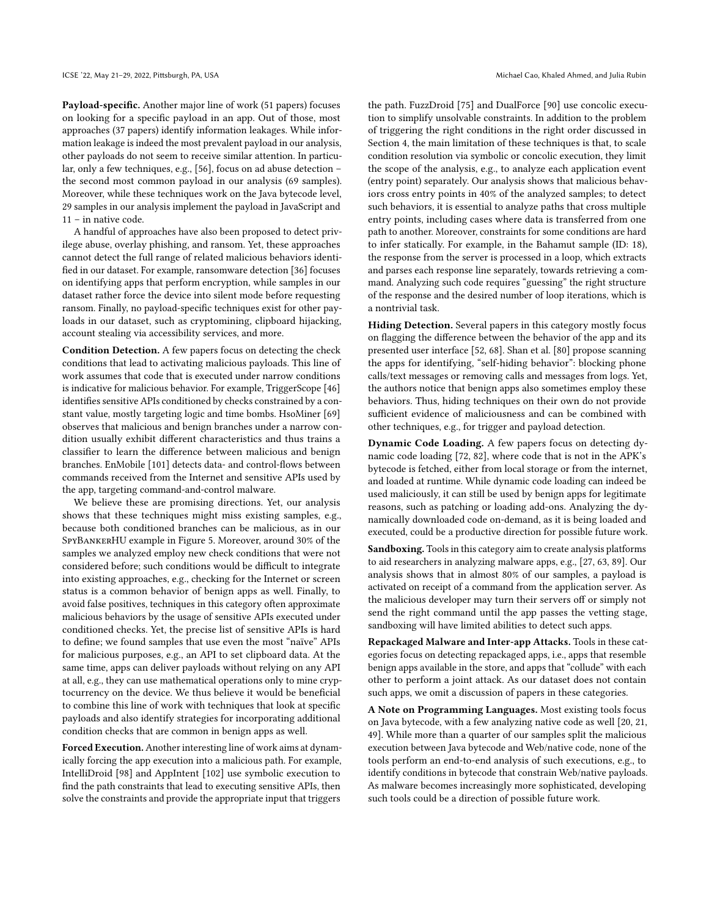**Payload-specific.** Another major line of work (51 papers) focuses on looking for a specific payload in an app. Out of those, most approaches (37 papers) identify information leakages. While information leakage is indeed the most prevalent payload in our analysis, other payloads do not seem to receive similar attention. In particular, only a few techniques, e.g., [56], focus on ad abuse detection – the second most common payload in our analysis (69 samples). Moreover, while these techniques work on the Java bytecode level, 29 samples in our analysis implement the payload in JavaScript and 11 – in native code.

A handful of approaches have also been proposed to detect privilege abuse, overlay phishing, and ransom. Yet, these approaches cannot detect the full range of related malicious behaviors identified in our dataset. For example, ransomware detection [36] focuses on identifying apps that perform encryption, while samples in our dataset rather force the device into silent mode before requesting ransom. Finally, no payload-specific techniques exist for other payloads in our dataset, such as cryptomining, clipboard hijacking, account stealing via accessibility services, and more.

**Condition Detection.** A few papers focus on detecting the check conditions that lead to activating malicious payloads. This line of work assumes that code that is executed under narrow conditions is indicative for malicious behavior. For example, TriggerScope [46] identifies sensitive APIs conditioned by checks constrained by a constant value, mostly targeting logic and time bombs. HsoMiner [69] observes that malicious and benign branches under a narrow condition usually exhibit different characteristics and thus trains a classifier to learn the difference between malicious and benign branches. EnMobile [101] detects data- and control-flows between commands received from the Internet and sensitive APIs used by the app, targeting command-and-control malware.

We believe these are promising directions. Yet, our analysis shows that these techniques might miss existing samples, e.g., because both conditioned branches can be malicious, as in our SpyBankerHU example in Figure 5. Moreover, around 30% of the samples we analyzed employ new check conditions that were not considered before; such conditions would be difficult to integrate into existing approaches, e.g., checking for the Internet or screen status is a common behavior of benign apps as well. Finally, to avoid false positives, techniques in this category often approximate malicious behaviors by the usage of sensitive APIs executed under conditioned checks. Yet, the precise list of sensitive APIs is hard to define; we found samples that use even the most "naïve" APIs for malicious purposes, e.g., an API to set clipboard data. At the same time, apps can deliver payloads without relying on any API at all, e.g., they can use mathematical operations only to mine cryptocurrency on the device. We thus believe it would be beneficial to combine this line of work with techniques that look at specific payloads and also identify strategies for incorporating additional condition checks that are common in benign apps as well.

**Forced Execution.** Another interesting line of work aims at dynamically forcing the app execution into a malicious path. For example, IntelliDroid [98] and AppIntent [102] use symbolic execution to find the path constraints that lead to executing sensitive APIs, then solve the constraints and provide the appropriate input that triggers the path. FuzzDroid [75] and DualForce [90] use concolic execution to simplify unsolvable constraints. In addition to the problem of triggering the right conditions in the right order discussed in Section 4, the main limitation of these techniques is that, to scale condition resolution via symbolic or concolic execution, they limit the scope of the analysis, e.g., to analyze each application event (entry point) separately. Our analysis shows that malicious behaviors cross entry points in 40% of the analyzed samples; to detect such behaviors, it is essential to analyze paths that cross multiple entry points, including cases where data is transferred from one path to another. Moreover, constraints for some conditions are hard to infer statically. For example, in the Bahamut sample (ID: 18), the response from the server is processed in a loop, which extracts and parses each response line separately, towards retrieving a command. Analyzing such code requires "guessing" the right structure of the response and the desired number of loop iterations, which is a nontrivial task.

**Hiding Detection.** Several papers in this category mostly focus on flagging the difference between the behavior of the app and its presented user interface [52, 68]. Shan et al. [80] propose scanning the apps for identifying, "self-hiding behavior": blocking phone calls/text messages or removing calls and messages from logs. Yet, the authors notice that benign apps also sometimes employ these behaviors. Thus, hiding techniques on their own do not provide sufficient evidence of maliciousness and can be combined with other techniques, e.g., for trigger and payload detection.

**Dynamic Code Loading.** A few papers focus on detecting dynamic code loading [72, 82], where code that is not in the APK's bytecode is fetched, either from local storage or from the internet, and loaded at runtime. While dynamic code loading can indeed be used maliciously, it can still be used by benign apps for legitimate reasons, such as patching or loading add-ons. Analyzing the dynamically downloaded code on-demand, as it is being loaded and executed, could be a productive direction for possible future work.

**Sandboxing.** Tools in this category aim to create analysis platforms to aid researchers in analyzing malware apps, e.g., [27, 63, 89]. Our analysis shows that in almost 80% of our samples, a payload is activated on receipt of a command from the application server. As the malicious developer may turn their servers off or simply not send the right command until the app passes the vetting stage, sandboxing will have limited abilities to detect such apps.

**Repackaged Malware and Inter-app Attacks.** Tools in these categories focus on detecting repackaged apps, i.e., apps that resemble benign apps available in the store, and apps that "collude" with each other to perform a joint attack. As our dataset does not contain such apps, we omit a discussion of papers in these categories.

**A Note on Programming Languages.** Most existing tools focus on Java bytecode, with a few analyzing native code as well [20, 21, 49]. While more than a quarter of our samples split the malicious execution between Java bytecode and Web/native code, none of the tools perform an end-to-end analysis of such executions, e.g., to identify conditions in bytecode that constrain Web/native payloads. As malware becomes increasingly more sophisticated, developing such tools could be a direction of possible future work.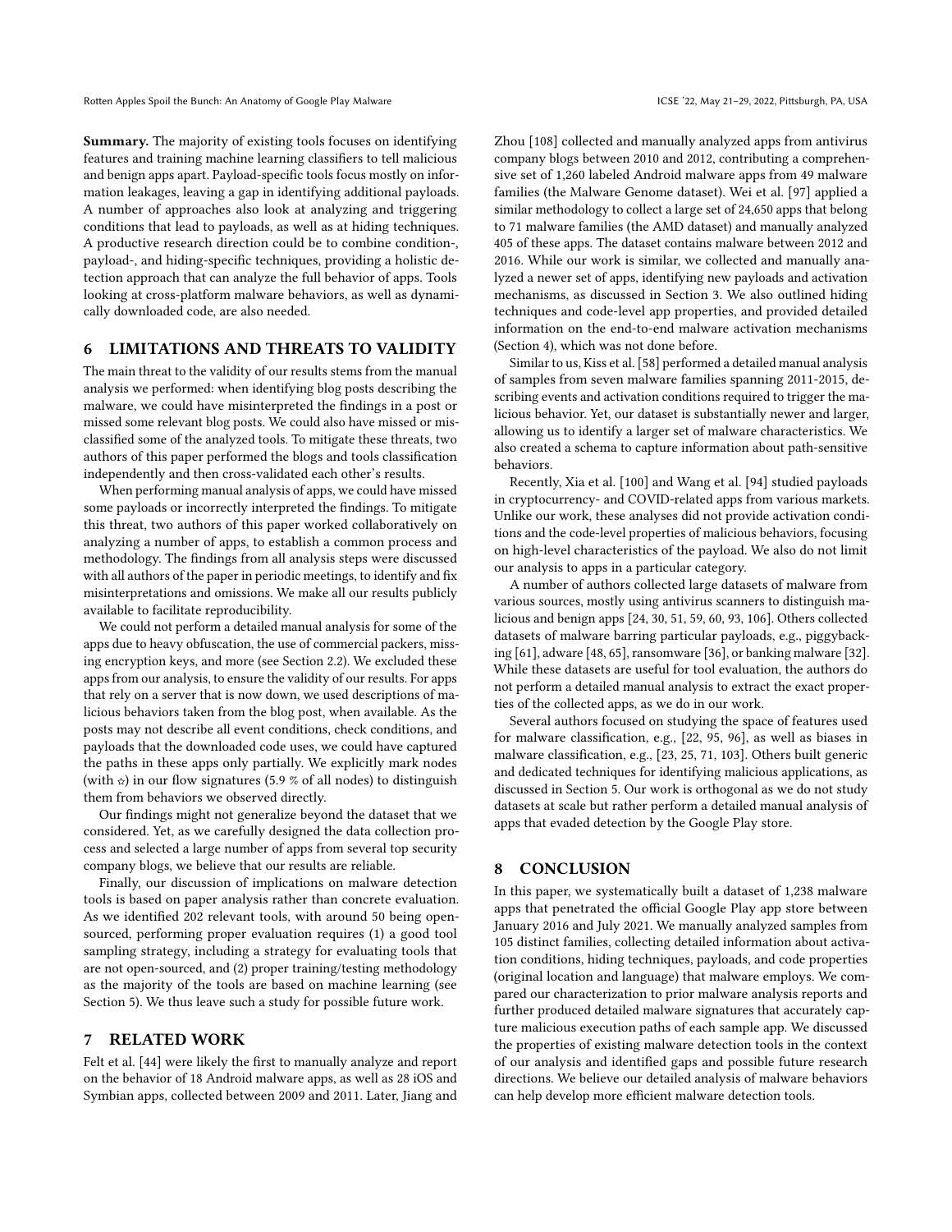**Summary.** The majority of existing tools focuses on identifying features and training machine learning classifiers to tell malicious and benign apps apart. Payload-specific tools focus mostly on information leakages, leaving a gap in identifying additional payloads. A number of approaches also look at analyzing and triggering conditions that lead to payloads, as well as at hiding techniques. A productive research direction could be to combine condition-, payload-, and hiding-specific techniques, providing a holistic detection approach that can analyze the full behavior of apps. Tools looking at cross-platform malware behaviors, as well as dynamically downloaded code, are also needed.

## 6 LIMITATIONS AND THREATS TO VALIDITY

The main threat to the validity of our results stems from the manual analysis we performed: when identifying blog posts describing the malware, we could have misinterpreted the findings in a post or missed some relevant blog posts. We could also have missed or misclassified some of the analyzed tools. To mitigate these threats, two authors of this paper performed the blogs and tools classification independently and then cross-validated each other's results.

When performing manual analysis of apps, we could have missed some payloads or incorrectly interpreted the findings. To mitigate this threat, two authors of this paper worked collaboratively on analyzing a number of apps, to establish a common process and methodology. The findings from all analysis steps were discussed with all authors of the paper in periodic meetings, to identify and fix misinterpretations and omissions. We make all our results publicly available to facilitate reproducibility.

We could not perform a detailed manual analysis for some of the apps due to heavy obfuscation, the use of commercial packers, missing encryption keys, and more (see Section 2.2). We excluded these apps from our analysis, to ensure the validity of our results. For apps that rely on a server that is now down, we used descriptions of malicious behaviors taken from the blog post, when available. As the posts may not describe all event conditions, check conditions, and payloads that the downloaded code uses, we could have captured the paths in these apps only partially. We explicitly mark nodes (with ☆) in our flow signatures (5.9 % of all nodes) to distinguish them from behaviors we observed directly.

Our findings might not generalize beyond the dataset that we considered. Yet, as we carefully designed the data collection process and selected a large number of apps from several top security company blogs, we believe that our results are reliable.

Finally, our discussion of implications on malware detection tools is based on paper analysis rather than concrete evaluation. As we identified 202 relevant tools, with around 50 being open-sourced, performing proper evaluation requires (1) a good tool sampling strategy, including a strategy for evaluating tools that are not open-sourced, and (2) proper training/testing methodology as the majority of the tools are based on machine learning (see Section 5). We thus leave such a study for possible future work.

## 7 RELATED WORK

Felt et al. [44] were likely the first to manually analyze and report on the behavior of 18 Android malware apps, as well as 28 iOS and Symbian apps, collected between 2009 and 2011. Later, Jiang and Zhou [108] collected and manually analyzed apps from antivirus company blogs between 2010 and 2012, contributing a comprehensive set of 1,260 labeled Android malware apps from 49 malware families (the Malware Genome dataset). Wei et al. [97] applied a similar methodology to collect a large set of 24,650 apps that belong to 71 malware families (the AMD dataset) and manually analyzed 405 of these apps. The dataset contains malware between 2012 and 2016. While our work is similar, we collected and manually analyzed a newer set of apps, identifying new payloads and activation mechanisms, as discussed in Section 3. We also outlined hiding techniques and code-level app properties, and provided detailed information on the end-to-end malware activation mechanisms (Section 4), which was not done before.

Similar to us, Kiss et al. [58] performed a detailed manual analysis of samples from seven malware families spanning 2011-2015, describing events and activation conditions required to trigger the malicious behavior. Yet, our dataset is substantially newer and larger, allowing us to identify a larger set of malware characteristics. We also created a schema to capture information about path-sensitive behaviors.

Recently, Xia et al. [100] and Wang et al. [94] studied payloads in cryptocurrency- and COVID-related apps from various markets. Unlike our work, these analyses did not provide activation conditions and the code-level properties of malicious behaviors, focusing on high-level characteristics of the payload. We also do not limit our analysis to apps in a particular category.

A number of authors collected large datasets of malware from various sources, mostly using antivirus scanners to distinguish malicious and benign apps [24, 30, 51, 59, 60, 93, 106]. Others collected datasets of malware barring particular payloads, e.g., piggybacking [61], adware [48, 65], ransomware [36], or banking malware [32]. While these datasets are useful for tool evaluation, the authors do not perform a detailed manual analysis to extract the exact properties of the collected apps, as we do in our work.

Several authors focused on studying the space of features used for malware classification, e.g., [22, 95, 96], as well as biases in malware classification, e.g., [23, 25, 71, 103]. Others built generic and dedicated techniques for identifying malicious applications, as discussed in Section 5. Our work is orthogonal as we do not study datasets at scale but rather perform a detailed manual analysis of apps that evaded detection by the Google Play store.

## 8 CONCLUSION

In this paper, we systematically built a dataset of 1,238 malware apps that penetrated the official Google Play app store between January 2016 and July 2021. We manually analyzed samples from 105 distinct families, collecting detailed information about activation conditions, hiding techniques, payloads, and code properties (original location and language) that malware employs. We compared our characterization to prior malware analysis reports and further produced detailed malware signatures that accurately capture malicious execution paths of each sample app. We discussed the properties of existing malware detection tools in the context of our analysis and identified gaps and possible future research directions. We believe our detailed analysis of malware behaviors can help develop more efficient malware detection tools.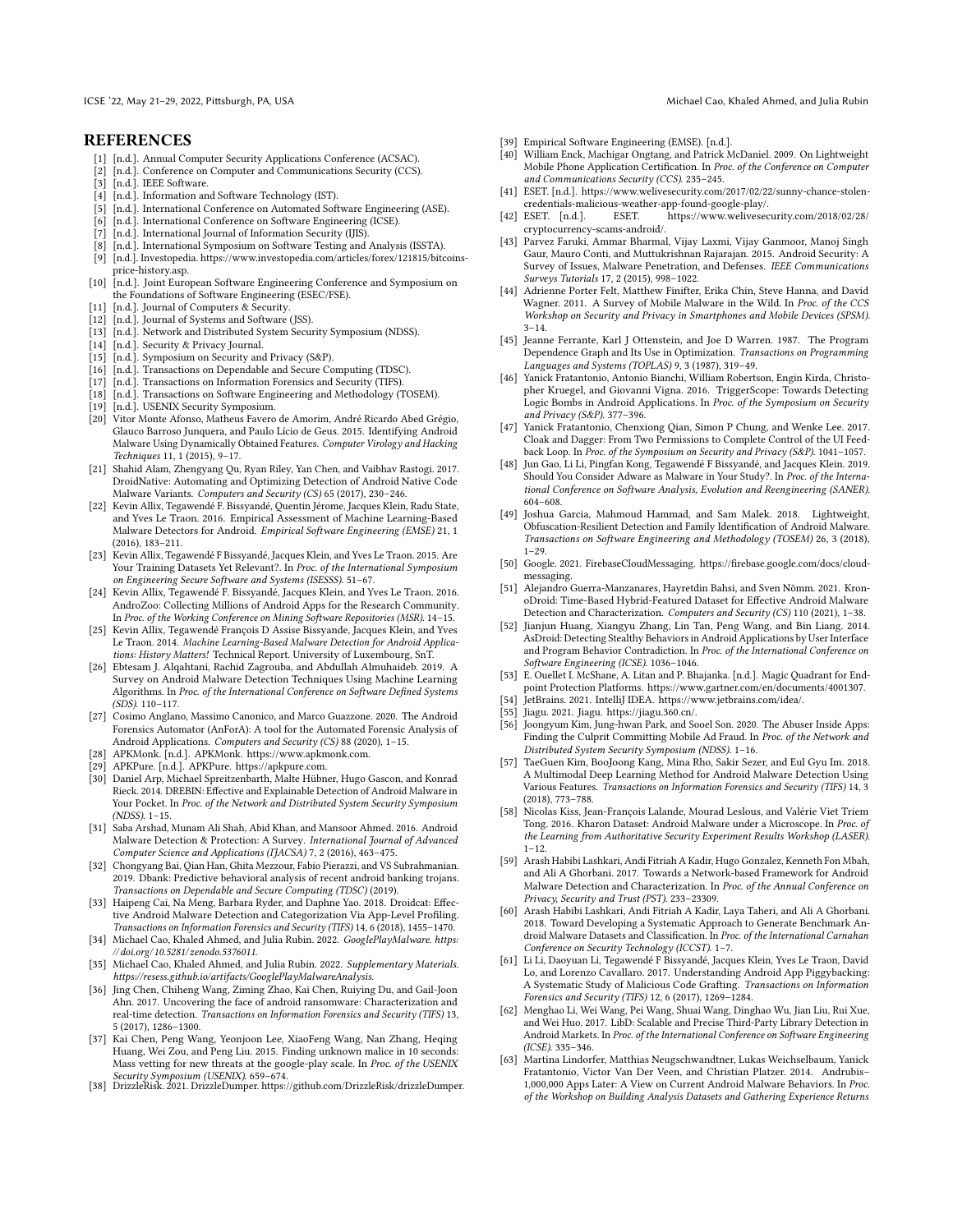## REFERENCES

- [1] [n.d.]. Annual Computer Security Applications Conference (ACSAC).
- [2] [n.d.]. Conference on Computer and Communications Security (CCS).
- [3] [n.d.]. IEEE Software.
- [4] [n.d.]. Information and Software Technology (IST).
- [5] [n.d.]. International Conference on Automated Software Engineering (ASE).
- [6] [n.d.]. International Conference on Software Engineering (ICSE).
- [7] [n.d.]. International Journal of Information Security (IJIS).
- [8] [n.d.]. International Symposium on Software Testing and Analysis (ISSTA).
- [9] [n.d.]. Investopedia. https://www.investopedia.com/articles/forex/121815/bitcoins-price-history.asp.
- [10] [n.d.]. Joint European Software Engineering Conference and Symposium on the Foundations of Software Engineering (ESEC/FSE).
- [11] [n.d.]. Journal of Computers & Security.
- [12] [n.d.]. Journal of Systems and Software (JSS).
- [13] [n.d.]. Network and Distributed System Security Symposium (NDSS).
- [14] [n.d.]. Security & Privacy Journal.
- [15] [n.d.]. Symposium on Security and Privacy (S&P).
- [16] [n.d.]. Transactions on Dependable and Secure Computing (TDSC).
- [17] [n.d.]. Transactions on Information Forensics and Security (TIFS).
- [18] [n.d.]. Transactions on Software Engineering and Methodology (TOSEM).
- [19] [n.d.]. USENIX Security Symposium.
- [20] Vitor Monte Afonso, Matheus Favero de Amorim, André Ricardo Abed Grégio, Glauco Barroso Junquera, and Paulo Lício de Geus. 2015. Identifying Android Malware Using Dynamically Obtained Features. *Computer Virology and Hacking Techniques* 11, 1 (2015), 9–17.
- [21] Shahid Alam, Zhengyang Qu, Ryan Riley, Yan Chen, and Vaibhav Rastogi. 2017. DroidNative: Automating and Optimizing Detection of Android Native Code Malware Variants. *Computers and Security (CS)* 65 (2017), 230–246.
- [22] Kevin Allix, Tegawendé F. Bissyandé, Quentin Jérome, Jacques Klein, Radu State, and Yves Le Traon. 2016. Empirical Assessment of Machine Learning-Based Malware Detectors for Android. *Empirical Software Engineering (EMSE)* 21, 1 (2016), 183–211.
- [23] Kevin Allix, Tegawendé F Bissyandé, Jacques Klein, and Yves Le Traon. 2015. Are Your Training Datasets Yet Relevant?. In *Proc. of the International Symposium on Engineering Secure Software and Systems (ISESSS)*. 51–67.
- [24] Kevin Allix, Tegawendé F. Bissyandé, Jacques Klein, and Yves Le Traon. 2016. AndroZoo: Collecting Millions of Android Apps for the Research Community. In *Proc. of the Working Conference on Mining Software Repositories (MSR)*. 14–15.
- [25] Kevin Allix, Tegawendé François D Assise Bissyande, Jacques Klein, and Yves Le Traon. 2014. *Machine Learning-Based Malware Detection for Android Applications: History Matters!* Technical Report. University of Luxembourg, SnT.
- [26] Ebtesam J. Alqahtani, Rachid Zagrouba, and Abdullah Almuhaideb. 2019. A Survey on Android Malware Detection Techniques Using Machine Learning Algorithms. In *Proc. of the International Conference on Software Defined Systems (SDS)*. 110–117.
- [27] Cosimo Anglano, Massimo Canonico, and Marco Guazzone. 2020. The Android Forensics Automator (AnForA): A tool for the Automated Forensic Analysis of Android Applications. *Computers and Security (CS)* 88 (2020), 1–15.
- [28] APKMonk. [n.d.]. APKMonk. https://www.apkmonk.com.
- [29] APKPure. [n.d.]. APKPure. https://apkpure.com.
- [30] Daniel Arp, Michael Spreitzenbarth, Malte Hübner, Hugo Gascon, and Konrad Rieck. 2014. DREBIN: Effective and Explainable Detection of Android Malware in Your Pocket. In *Proc. of the Network and Distributed System Security Symposium (NDSS)*. 1–15.
- [31] Saba Arshad, Munam Ali Shah, Abid Khan, and Mansoor Ahmed. 2016. Android Malware Detection & Protection: A Survey. *International Journal of Advanced Computer Science and Applications (IJACSA)* 7, 2 (2016), 463–475.
- [32] Chongyang Bai, Qian Han, Ghita Mezzour, Fabio Pierazzi, and VS Subrahmanian. 2019. Dbank: Predictive behavioral analysis of recent android banking trojans. *Transactions on Dependable and Secure Computing (TDSC)* (2019).
- [33] Haipeng Cai, Na Meng, Barbara Ryder, and Daphne Yao. 2018. Droidcat: Effective Android Malware Detection and Categorization Via App-Level Profiling. *Transactions on Information Forensics and Security (TIFS)* 14, 6 (2018), 1455–1470.
- [34] Michael Cao, Khaled Ahmed, and Julia Rubin. 2022. *GooglePlayMalware. https://doi.org/10.5281/zenodo.5376011.*
- [35] Michael Cao, Khaled Ahmed, and Julia Rubin. 2022. *Supplementary Materials. https://resess.github.io/artifacts/GooglePlayMalwareAnalysis.*
- [36] Jing Chen, Chiheng Wang, Ziming Zhao, Kai Chen, Ruiying Du, and Gail-Joon Ahn. 2017. Uncovering the face of android ransomware: Characterization and real-time detection. *Transactions on Information Forensics and Security (TIFS)* 13, 5 (2017), 1286–1300.
- [37] Kai Chen, Peng Wang, Yeonjoon Lee, XiaoFeng Wang, Nan Zhang, Heqing Huang, Wei Zou, and Peng Liu. 2015. Finding unknown malice in 10 seconds: Mass vetting for new threats at the google-play scale. In *Proc. of the USENIX Security Symposium (USENIX)*. 659–674.
- [38] DrizzleRisk. 2021. DrizzleDumper. https://github.com/DrizzleRisk/drizzleDumper.
- [39] Empirical Software Engineering (EMSE). [n.d.].
- [40] William Enck, Machigar Ongtang, and Patrick McDaniel. 2009. On Lightweight Mobile Phone Application Certification. In *Proc. of the Conference on Computer and Communications Security (CCS)*. 235–245.
- [41] ESET. [n.d.]. https://www.welivesecurity.com/2017/02/22/sunny-chance-stolen-credentials-malicious-weather-app-found-google-play/.
- [42] ESET. [n.d.]. ESET. https://www.welivesecurity.com/2018/02/28/cryptocurrency-scams-android/.
- [43] Parvez Faruki, Ammar Bharmal, Vijay Laxmi, Vijay Ganmoor, Manoj Singh Gaur, Mauro Conti, and Muttukrishnan Rajarajan. 2015. Android Security: A Survey of Issues, Malware Penetration, and Defenses. *IEEE Communications Surveys Tutorials* 17, 2 (2015), 998–1022.
- [44] Adrienne Porter Felt, Matthew Finifter, Erika Chin, Steve Hanna, and David Wagner. 2011. A Survey of Mobile Malware in the Wild. In *Proc. of the CCS Workshop on Security and Privacy in Smartphones and Mobile Devices (SPSM)*. 3–14.
- [45] Jeanne Ferrante, Karl J Ottenstein, and Joe D Warren. 1987. The Program Dependence Graph and Its Use in Optimization. *Transactions on Programming Languages and Systems (TOPLAS)* 9, 3 (1987), 319–49.
- [46] Yanick Fratantonio, Antonio Bianchi, William Robertson, Engin Kirda, Christopher Kruegel, and Giovanni Vigna. 2016. TriggerScope: Towards Detecting Logic Bombs in Android Applications. In *Proc. of the Symposium on Security and Privacy (S&P)*. 377–396.
- [47] Yanick Fratantonio, Chenxiong Qian, Simon P Chung, and Wenke Lee. 2017. Cloak and Dagger: From Two Permissions to Complete Control of the UI Feedback Loop. In *Proc. of the Symposium on Security and Privacy (S&P)*. 1041–1057.
- [48] Jun Gao, Li Li, Pingfan Kong, Tegawendé F Bissyandé, and Jacques Klein. 2019. Should You Consider Adware as Malware in Your Study?. In *Proc. of the International Conference on Software Analysis, Evolution and Reengineering (SANER)*. 604–608.
- [49] Joshua Garcia, Mahmoud Hammad, and Sam Malek. 2018. Lightweight, Obfuscation-Resilient Detection and Family Identification of Android Malware. *Transactions on Software Engineering and Methodology (TOSEM)* 26, 3 (2018), 1–29.
- [50] Google. 2021. FirebaseCloudMessaging. https://firebase.google.com/docs/cloud-messaging.
- [51] Alejandro Guerra-Manzanares, Hayretdin Bahsi, and Sven Nõmm. 2021. KronoDroid: Time-Based Hybrid-Featured Dataset for Effective Android Malware Detection and Characterization. *Computers and Security (CS)* 110 (2021), 1–38.
- [52] Jianjun Huang, Xiangyu Zhang, Lin Tan, Peng Wang, and Bin Liang. 2014. AsDroid: Detecting Stealthy Behaviors in Android Applications by User Interface and Program Behavior Contradiction. In *Proc. of the International Conference on Software Engineering (ICSE)*. 1036–1046.
- [53] E. Ouellet I. McShane, A. Litan and P. Bhajanka. [n.d.]. Magic Quadrant for Endpoint Protection Platforms. https://www.gartner.com/en/documents/4001307.
- [54] JetBrains. 2021. IntelliJ IDEA. https://www.jetbrains.com/idea/.
- [55] Jiagu. 2021. Jiagu. https://jiagu.360.cn/.
- [56] Joongyum Kim, Jung-hwan Park, and Sooel Son. 2020. The Abuser Inside Apps: Finding the Culprit Committing Mobile Ad Fraud. In *Proc. of the Network and Distributed System Security Symposium (NDSS)*. 1–16.
- [57] TaeGuen Kim, BooJoong Kang, Mina Rho, Sakir Sezer, and Eul Gyu Im. 2018. A Multimodal Deep Learning Method for Android Malware Detection Using Various Features. *Transactions on Information Forensics and Security (TIFS)* 14, 3 (2018), 773–788.
- [58] Nicolas Kiss, Jean-François Lalande, Mourad Leslous, and Valérie Viet Triem Tong. 2016. Kharon Dataset: Android Malware under a Microscope. In *Proc. of the Learning from Authoritative Security Experiment Results Workshop (LASER)*. 1–12.
- [59] Arash Habibi Lashkari, Andi Fitriah A Kadir, Hugo Gonzalez, Kenneth Fon Mbah, and Ali A Ghorbani. 2017. Towards a Network-based Framework for Android Malware Detection and Characterization. In *Proc. of the Annual Conference on Privacy, Security and Trust (PST)*. 233–23309.
- [60] Arash Habibi Lashkari, Andi Fitriah A Kadir, Laya Taheri, and Ali A Ghorbani. 2018. Toward Developing a Systematic Approach to Generate Benchmark Android Malware Datasets and Classification. In *Proc. of the International Carnahan Conference on Security Technology (ICCST)*. 1–7.
- [61] Li Li, Daoyuan Li, Tegawendé F Bissyandé, Jacques Klein, Yves Le Traon, David Lo, and Lorenzo Cavallaro. 2017. Understanding Android App Piggybacking: A Systematic Study of Malicious Code Grafting. *Transactions on Information Forensics and Security (TIFS)* 12, 6 (2017), 1269–1284.
- [62] Menghao Li, Wei Wang, Pei Wang, Shuai Wang, Dinghao Wu, Jian Liu, Rui Xue, and Wei Huo. 2017. LibD: Scalable and Precise Third-Party Library Detection in Android Markets. In *Proc. of the International Conference on Software Engineering (ICSE)*. 335–346.
- [63] Martina Lindorfer, Matthias Neugschwandtner, Lukas Weichselbaum, Yanick Fratantonio, Victor Van Der Veen, and Christian Platzer. 2014. Andrubis–1,000,000 Apps Later: A View on Current Android Malware Behaviors. In *Proc. of the Workshop on Building Analysis Datasets and Gathering Experience Returns*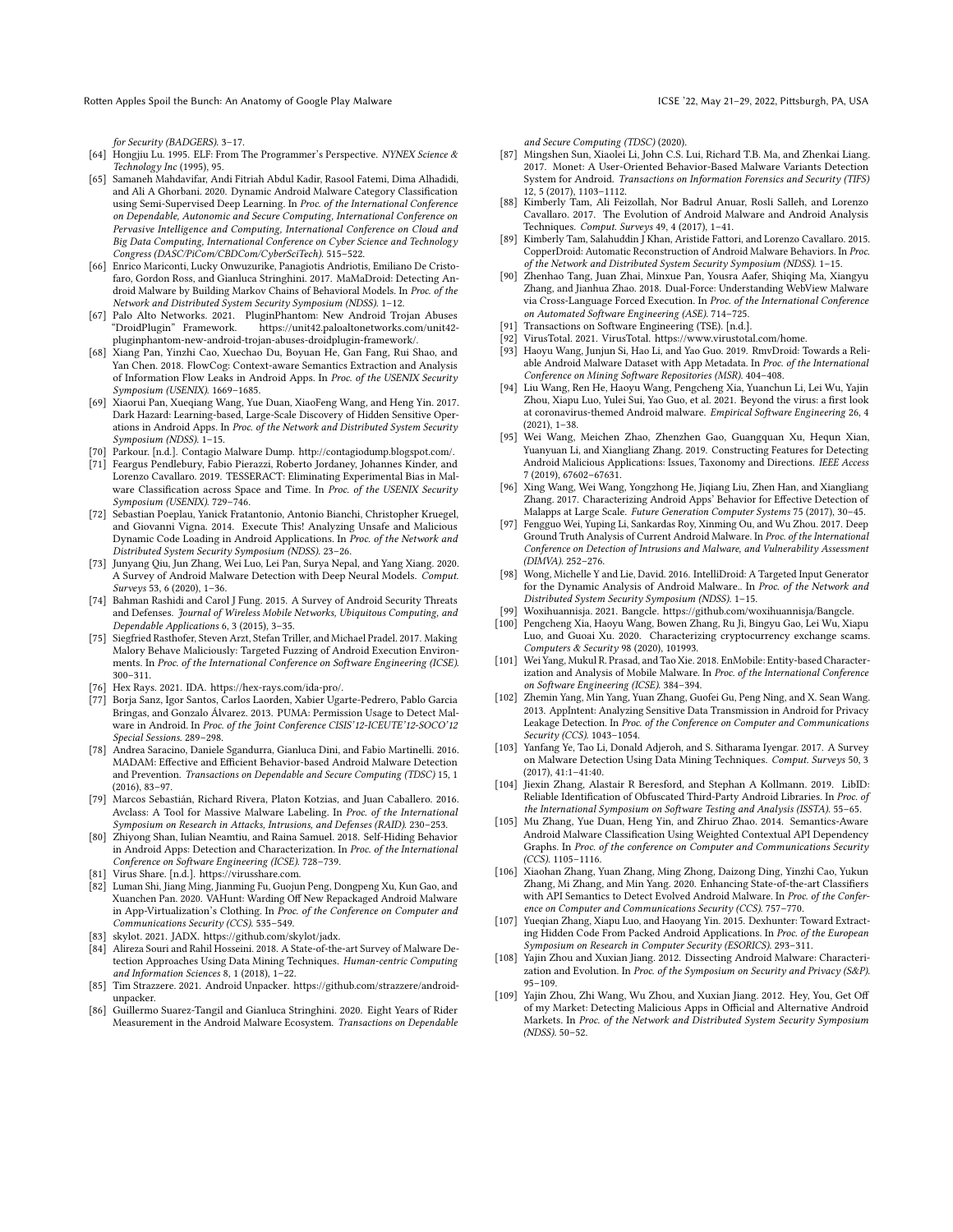for Security (BADGERS). 3–17.

[64] Hongjiu Lu. 1995. ELF: From The Programmer's Perspective. *NYNEX Science & Technology Inc* (1995), 95.

[65] Samaneh Mahdavifar, Andi Fitriah Abdul Kadir, Rasool Fatemi, Dima Alhadidi, and Ali A Ghorbani. 2020. Dynamic Android Malware Category Classification using Semi-Supervised Deep Learning. In *Proc. of the International Conference on Dependable, Autonomic and Secure Computing, International Conference on Pervasive Intelligence and Computing, International Conference on Cloud and Big Data Computing, International Conference on Cyber Science and Technology Congress (DASC/PiCom/CBDCom/CyberSciTech)*. 515–522.

[66] Enrico Mariconti, Lucky Onwuzurike, Panagiotis Andriotis, Emiliano De Cristofaro, Gordon Ross, and Gianluca Stringhini. 2017. MaMaDroid: Detecting Android Malware by Building Markov Chains of Behavioral Models. In *Proc. of the Network and Distributed System Security Symposium (NDSS)*. 1–12.

[67] Palo Alto Networks. 2021. PluginPhantom: New Android Trojan Abuses "DroidPlugin" Framework. https://unit42.paloaltonetworks.com/unit42-pluginphantom-new-android-trojan-abuses-droidplugin-framework/.

[68] Xiang Pan, Yinzhi Cao, Xuechao Du, Boyuan He, Gan Fang, Rui Shao, and Yan Chen. 2018. FlowCog: Context-aware Semantics Extraction and Analysis of Information Flow Leaks in Android Apps. In *Proc. of the USENIX Security Symposium (USENIX)*. 1669–1685.

[69] Xiaorui Pan, Xueqiang Wang, Yue Duan, XiaoFeng Wang, and Heng Yin. 2017. Dark Hazard: Learning-based, Large-Scale Discovery of Hidden Sensitive Operations in Android Apps. In *Proc. of the Network and Distributed System Security Symposium (NDSS)*. 1–15.

[70] Parkour. [n.d.]. Contagio Malware Dump. http://contagiodump.blogspot.com/.

[71] Feargus Pendlebury, Fabio Pierazzi, Roberto Jordaney, Johannes Kinder, and Lorenzo Cavallaro. 2019. TESSERACT: Eliminating Experimental Bias in Malware Classification across Space and Time. In *Proc. of the USENIX Security Symposium (USENIX)*. 729–746.

[72] Sebastian Poeplau, Yanick Fratantonio, Antonio Bianchi, Christopher Kruegel, and Giovanni Vigna. 2014. Execute This! Analyzing Unsafe and Malicious Dynamic Code Loading in Android Applications. In *Proc. of the Network and Distributed System Security Symposium (NDSS)*. 23–26.

[73] Junyang Qiu, Jun Zhang, Wei Luo, Lei Pan, Surya Nepal, and Yang Xiang. 2020. A Survey of Android Malware Detection with Deep Neural Models. *Comput. Surveys* 53, 6 (2020), 1–36.

[74] Bahman Rashidi and Carol J Fung. 2015. A Survey of Android Security Threats and Defenses. *Journal of Wireless Mobile Networks, Ubiquitous Computing, and Dependable Applications* 6, 3 (2015), 3–35.

[75] Siegfried Rasthofer, Steven Arzt, Stefan Triller, and Michael Pradel. 2017. Making Malory Behave Maliciously: Targeted Fuzzing of Android Execution Environments. In *Proc. of the International Conference on Software Engineering (ICSE)*. 300–311.

[76] Hex Rays. 2021. IDA. https://hex-rays.com/ida-pro/.

[77] Borja Sanz, Igor Santos, Carlos Laorden, Xabier Ugarte-Pedrero, Pablo Garcia Bringas, and Gonzalo Álvarez. 2013. PUMA: Permission Usage to Detect Malware in Android. In *Proc. of the Joint Conference CISIS'12-ICEUTE'12-SOCO'12 Special Sessions*. 289–298.

[78] Andrea Saracino, Daniele Sgandurra, Gianluca Dini, and Fabio Martinelli. 2016. MADAM: Effective and Efficient Behavior-based Android Malware Detection and Prevention. *Transactions on Dependable and Secure Computing (TDSC)* 15, 1 (2016), 83–97.

[79] Marcos Sebastián, Richard Rivera, Platon Kotzias, and Juan Caballero. 2016. Avclass: A Tool for Massive Malware Labeling. In *Proc. of the International Symposium on Research in Attacks, Intrusions, and Defenses (RAID)*. 230–253.

[80] Zhiyong Shan, Iulian Neamtiu, and Raina Samuel. 2018. Self-Hiding Behavior in Android Apps: Detection and Characterization. In *Proc. of the International Conference on Software Engineering (ICSE)*. 728–739.

[81] Virus Share. [n.d.]. https://virusshare.com.

[82] Luman Shi, Jiang Ming, Jianming Fu, Guojun Peng, Dongpeng Xu, Kun Gao, and Xuanchen Pan. 2020. VAHunt: Warding Off New Repackaged Android Malware in App-Virtualization's Clothing. In *Proc. of the Conference on Computer and Communications Security (CCS)*. 535–549.

[83] skylot. 2021. JADX. https://github.com/skylot/jadx.

[84] Alireza Souri and Rahil Hosseini. 2018. A State-of-the-art Survey of Malware Detection Approaches Using Data Mining Techniques. *Human-centric Computing and Information Sciences* 8, 1 (2018), 1–22.

[85] Tim Strazzere. 2021. Android Unpacker. https://github.com/strazzere/android-unpacker.

[86] Guillermo Suarez-Tangil and Gianluca Stringhini. 2020. Eight Years of Rider Measurement in the Android Malware Ecosystem. *Transactions on Dependable and Secure Computing (TDSC)* (2020).

[87] Mingshen Sun, Xiaolei Li, John C.S. Lui, Richard T.B. Ma, and Zhenkai Liang. 2017. Monet: A User-Oriented Behavior-Based Malware Variants Detection System for Android. *Transactions on Information Forensics and Security (TIFS)* 12, 5 (2017), 1103–1112.

[88] Kimberly Tam, Ali Feizollah, Nor Badrul Anuar, Rosli Salleh, and Lorenzo Cavallaro. 2017. The Evolution of Android Malware and Android Analysis Techniques. *Comput. Surveys* 49, 4 (2017), 1–41.

[89] Kimberly Tam, Salahuddin J Khan, Aristide Fattori, and Lorenzo Cavallaro. 2015. CopperDroid: Automatic Reconstruction of Android Malware Behaviors. In *Proc. of the Network and Distributed System Security Symposium (NDSS)*. 1–15.

[90] Zhenhao Tang, Juan Zhai, Minxue Pan, Yousra Aafer, Shiqing Ma, Xiangyu Zhang, and Jianhua Zhao. 2018. Dual-Force: Understanding WebView Malware via Cross-Language Forced Execution. In *Proc. of the International Conference on Automated Software Engineering (ASE)*. 714–725.

[91] Transactions on Software Engineering (TSE). [n.d.].

[92] VirusTotal. 2021. VirusTotal. https://www.virustotal.com/home.

[93] Haoyu Wang, Junjun Si, Hao Li, and Yao Guo. 2019. RmvDroid: Towards a Reliable Android Malware Dataset with App Metadata. In *Proc. of the International Conference on Mining Software Repositories (MSR)*. 404–408.

[94] Liu Wang, Ren He, Haoyu Wang, Pengcheng Xia, Yuanchun Li, Lei Wu, Yajin Zhou, Xiapu Luo, Yulei Sui, Yao Guo, et al. 2021. Beyond the virus: a first look at coronavirus-themed Android malware. *Empirical Software Engineering* 26, 4 (2021), 1–38.

[95] Wei Wang, Meichen Zhao, Zhenzhen Gao, Guangquan Xu, Hequn Xian, Yuanyuan Li, and Xiangliang Zhang. 2019. Constructing Features for Detecting Android Malicious Applications: Issues, Taxonomy and Directions. *IEEE Access* 7 (2019), 67602–67631.

[96] Xing Wang, Wei Wang, Yongzhong He, Jiqiang Liu, Zhen Han, and Xiangliang Zhang. 2017. Characterizing Android Apps' Behavior for Effective Detection of Malapps at Large Scale. *Future Generation Computer Systems* 75 (2017), 30–45.

[97] Fengguo Wei, Yuping Li, Sankardas Roy, Xinming Ou, and Wu Zhou. 2017. Deep Ground Truth Analysis of Current Android Malware. In *Proc. of the International Conference on Detection of Intrusions and Malware, and Vulnerability Assessment (DIMVA)*. 252–276.

[98] Wong, Michelle Y and Lie, David. 2016. IntelliDroid: A Targeted Input Generator for the Dynamic Analysis of Android Malware.. In *Proc. of the Network and Distributed System Security Symposium (NDSS)*. 1–15.

[99] Woxihuannisja. 2021. Bangcle. https://github.com/woxihuannisja/Bangcle.

[100] Pengcheng Xia, Haoyu Wang, Bowen Zhang, Ru Ji, Bingyu Gao, Lei Wu, Xiapu Luo, and Guoai Xu. 2020. Characterizing cryptocurrency exchange scams. *Computers & Security* 98 (2020), 101993.

[101] Wei Yang, Mukul R. Prasad, and Tao Xie. 2018. EnMobile: Entity-based Characterization and Analysis of Mobile Malware. In *Proc. of the International Conference on Software Engineering (ICSE)*. 384–394.

[102] Zhemin Yang, Min Yang, Yuan Zhang, Guofei Gu, Peng Ning, and X. Sean Wang. 2013. AppIntent: Analyzing Sensitive Data Transmission in Android for Privacy Leakage Detection. In *Proc. of the Conference on Computer and Communications Security (CCS)*. 1043–1054.

[103] Yanfang Ye, Tao Li, Donald Adjeroh, and S. Sitharama Iyengar. 2017. A Survey on Malware Detection Using Data Mining Techniques. *Comput. Surveys* 50, 3 (2017), 41:1–41:40.

[104] Jiexin Zhang, Alastair R Beresford, and Stephan A Kollmann. 2019. LibID: Reliable Identification of Obfuscated Third-Party Android Libraries. In *Proc. of the International Symposium on Software Testing and Analysis (ISSTA)*. 55–65.

[105] Mu Zhang, Yue Duan, Heng Yin, and Zhiruo Zhao. 2014. Semantics-Aware Android Malware Classification Using Weighted Contextual API Dependency Graphs. In *Proc. of the conference on Computer and Communications Security (CCS)*. 1105–1116.

[106] Xiaohan Zhang, Yuan Zhang, Ming Zhong, Daizong Ding, Yinzhi Cao, Yukun Zhang, Mi Zhang, and Min Yang. 2020. Enhancing State-of-the-art Classifiers with API Semantics to Detect Evolved Android Malware. In *Proc. of the Conference on Computer and Communications Security (CCS)*. 757–770.

[107] Yueqian Zhang, Xiapu Luo, and Haoyang Yin. 2015. Dexhunter: Toward Extracting Hidden Code From Packed Android Applications. In *Proc. of the European Symposium on Research in Computer Security (ESORICS)*. 293–311.

[108] Yajin Zhou and Xuxian Jiang. 2012. Dissecting Android Malware: Characterization and Evolution. In *Proc. of the Symposium on Security and Privacy (S&P)*. 95–109.

[109] Yajin Zhou, Zhi Wang, Wu Zhou, and Xuxian Jiang. 2012. Hey, You, Get Off of my Market: Detecting Malicious Apps in Official and Alternative Android Markets. In *Proc. of the Network and Distributed System Security Symposium (NDSS)*. 50–52.